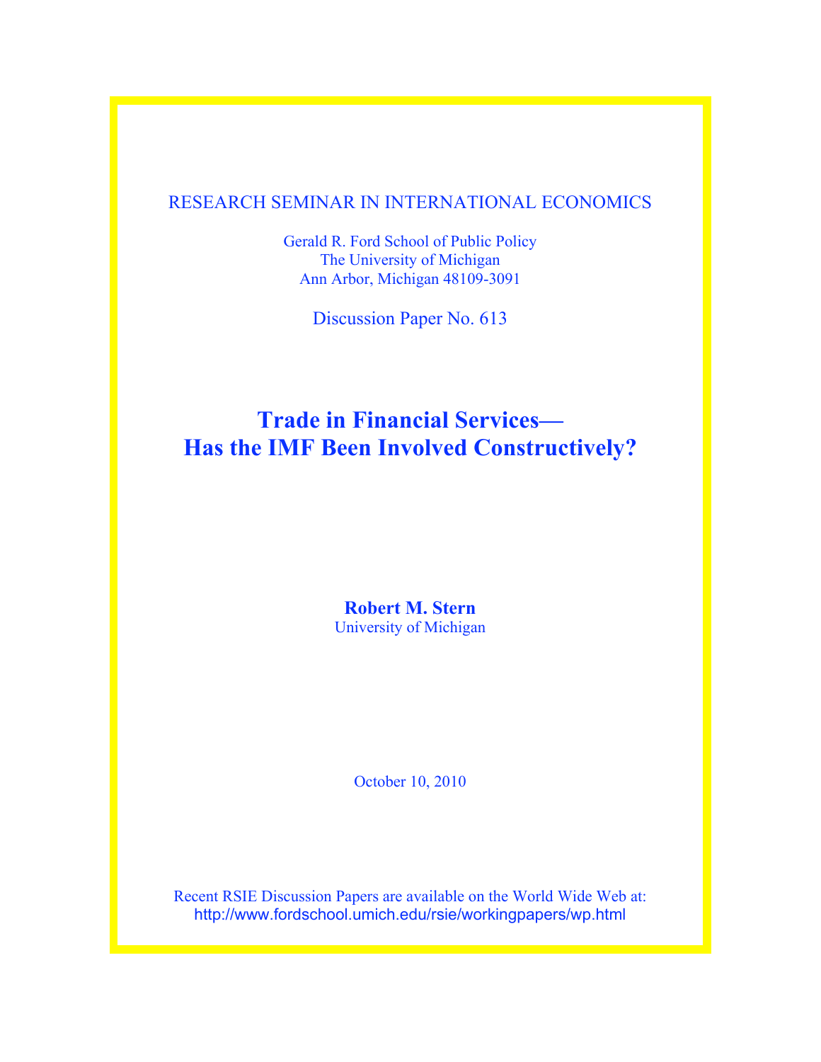RESEARCH SEMINAR IN INTERNATIONAL ECONOMICS

Gerald R. Ford School of Public Policy
The University of Michigan
Ann Arbor, Michigan 48109-3091

Discussion Paper No. 613

# Trade in Financial Services— Has the IMF Been Involved Constructively?

**Robert M. Stern**
University of Michigan

October 10, 2010

Recent RSIE Discussion Papers are available on the World Wide Web at:
http://www.fordschool.umich.edu/rsie/workingpapers/wp.html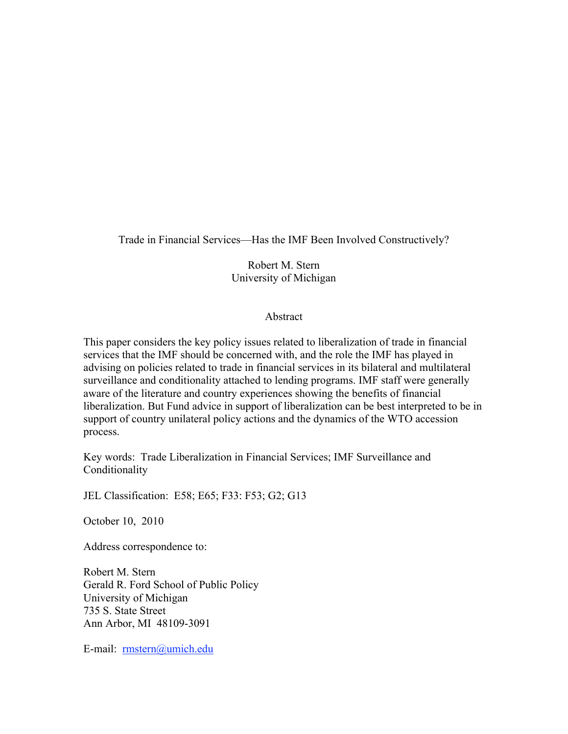# Trade in Financial Services—Has the IMF Been Involved Constructively?

Robert M. Stern
University of Michigan

## Abstract

This paper considers the key policy issues related to liberalization of trade in financial services that the IMF should be concerned with, and the role the IMF has played in advising on policies related to trade in financial services in its bilateral and multilateral surveillance and conditionality attached to lending programs. IMF staff were generally aware of the literature and country experiences showing the benefits of financial liberalization. But Fund advice in support of liberalization can be best interpreted to be in support of country unilateral policy actions and the dynamics of the WTO accession process.

Key words: Trade Liberalization in Financial Services; IMF Surveillance and Conditionality

JEL Classification: E58; E65; F33: F53; G2; G13

October 10, 2010

Address correspondence to:

Robert M. Stern
Gerald R. Ford School of Public Policy
University of Michigan
735 S. State Street
Ann Arbor, MI 48109-3091

E-mail: rmstern@umich.edu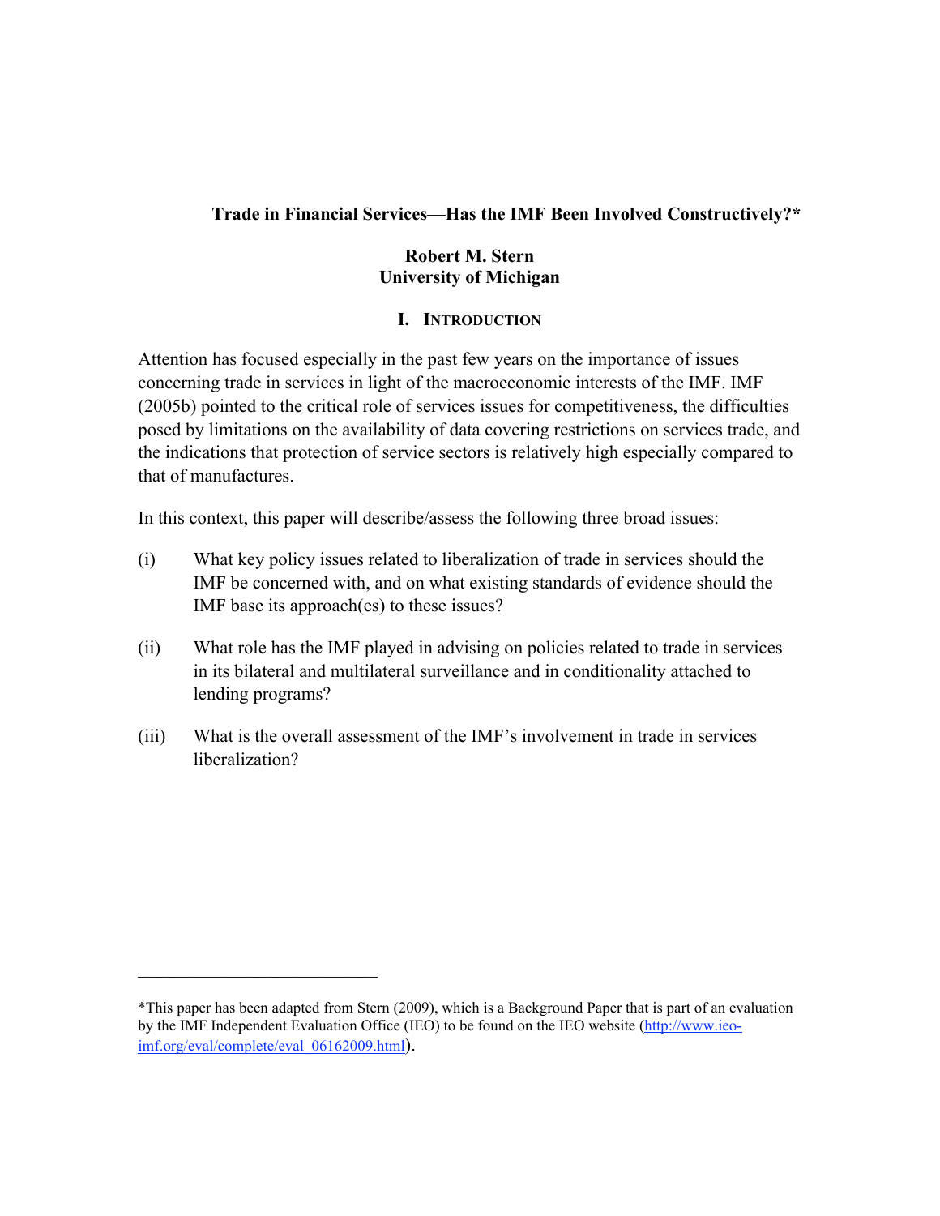**Trade in Financial Services—Has the IMF Been Involved Constructively?***

**Robert M. Stern**
**University of Michigan**

## I. Introduction

Attention has focused especially in the past few years on the importance of issues concerning trade in services in light of the macroeconomic interests of the IMF. IMF (2005b) pointed to the critical role of services issues for competitiveness, the difficulties posed by limitations on the availability of data covering restrictions on services trade, and the indications that protection of service sectors is relatively high especially compared to that of manufactures.

In this context, this paper will describe/assess the following three broad issues:

(i) What key policy issues related to liberalization of trade in services should the IMF be concerned with, and on what existing standards of evidence should the IMF base its approach(es) to these issues?

(ii) What role has the IMF played in advising on policies related to trade in services in its bilateral and multilateral surveillance and in conditionality attached to lending programs?

(iii) What is the overall assessment of the IMF's involvement in trade in services liberalization?

---

*This paper has been adapted from Stern (2009), which is a Background Paper that is part of an evaluation by the IMF Independent Evaluation Office (IEO) to be found on the IEO website (http://www.ieo-imf.org/eval/complete/eval_06162009.html).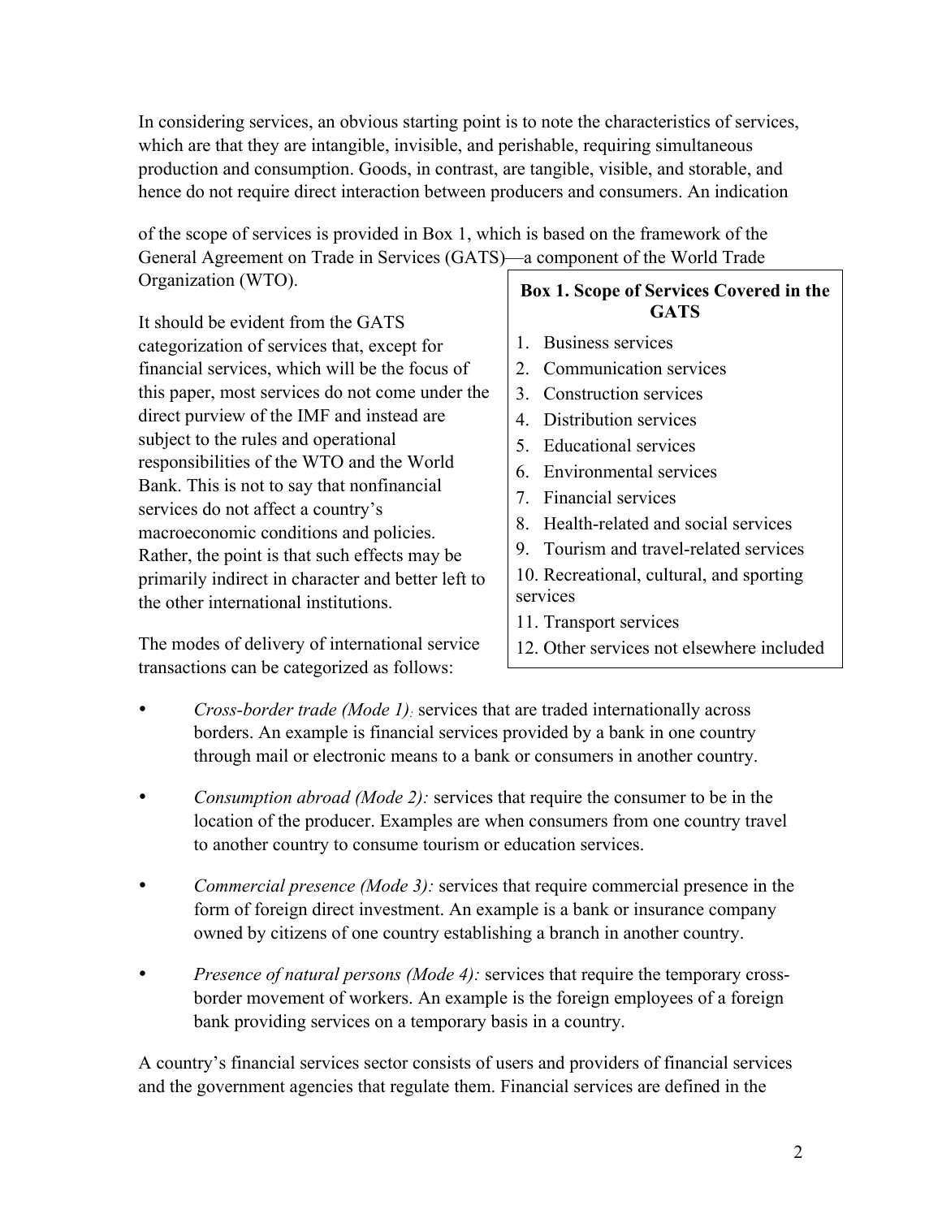In considering services, an obvious starting point is to note the characteristics of services, which are that they are intangible, invisible, and perishable, requiring simultaneous production and consumption. Goods, in contrast, are tangible, visible, and storable, and hence do not require direct interaction between producers and consumers. An indication of the scope of services is provided in Box 1, which is based on the framework of the General Agreement on Trade in Services (GATS)—a component of the World Trade Organization (WTO).

**Box 1. Scope of Services Covered in the GATS**

1. Business services
2. Communication services
3. Construction services
4. Distribution services
5. Educational services
6. Environmental services
7. Financial services
8. Health-related and social services
9. Tourism and travel-related services
10. Recreational, cultural, and sporting services
11. Transport services
12. Other services not elsewhere included

It should be evident from the GATS categorization of services that, except for financial services, which will be the focus of this paper, most services do not come under the direct purview of the IMF and instead are subject to the rules and operational responsibilities of the WTO and the World Bank. This is not to say that nonfinancial services do not affect a country's macroeconomic conditions and policies. Rather, the point is that such effects may be primarily indirect in character and better left to the other international institutions.

The modes of delivery of international service transactions can be categorized as follows:

- *Cross-border trade (Mode 1):* services that are traded internationally across borders. An example is financial services provided by a bank in one country through mail or electronic means to a bank or consumers in another country.

- *Consumption abroad (Mode 2):* services that require the consumer to be in the location of the producer. Examples are when consumers from one country travel to another country to consume tourism or education services.

- *Commercial presence (Mode 3):* services that require commercial presence in the form of foreign direct investment. An example is a bank or insurance company owned by citizens of one country establishing a branch in another country.

- *Presence of natural persons (Mode 4):* services that require the temporary cross-border movement of workers. An example is the foreign employees of a foreign bank providing services on a temporary basis in a country.

A country's financial services sector consists of users and providers of financial services and the government agencies that regulate them. Financial services are defined in the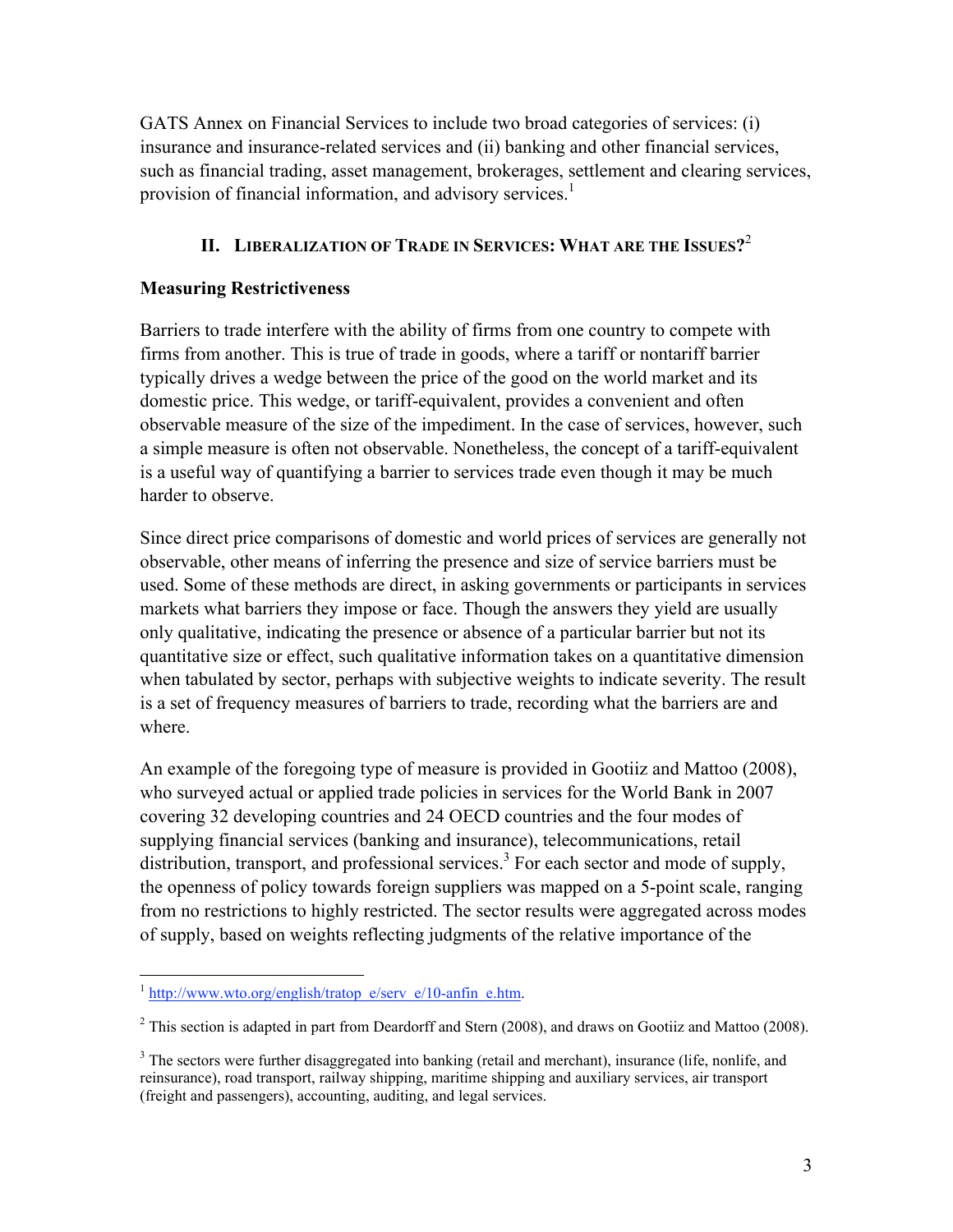GATS Annex on Financial Services to include two broad categories of services: (i) insurance and insurance-related services and (ii) banking and other financial services, such as financial trading, asset management, brokerages, settlement and clearing services, provision of financial information, and advisory services.[1]

## II. Liberalization of Trade in Services: What are the Issues?[2]

### Measuring Restrictiveness

Barriers to trade interfere with the ability of firms from one country to compete with firms from another. This is true of trade in goods, where a tariff or nontariff barrier typically drives a wedge between the price of the good on the world market and its domestic price. This wedge, or tariff-equivalent, provides a convenient and often observable measure of the size of the impediment. In the case of services, however, such a simple measure is often not observable. Nonetheless, the concept of a tariff-equivalent is a useful way of quantifying a barrier to services trade even though it may be much harder to observe.

Since direct price comparisons of domestic and world prices of services are generally not observable, other means of inferring the presence and size of service barriers must be used. Some of these methods are direct, in asking governments or participants in services markets what barriers they impose or face. Though the answers they yield are usually only qualitative, indicating the presence or absence of a particular barrier but not its quantitative size or effect, such qualitative information takes on a quantitative dimension when tabulated by sector, perhaps with subjective weights to indicate severity. The result is a set of frequency measures of barriers to trade, recording what the barriers are and where.

An example of the foregoing type of measure is provided in Gootiiz and Mattoo (2008), who surveyed actual or applied trade policies in services for the World Bank in 2007 covering 32 developing countries and 24 OECD countries and the four modes of supplying financial services (banking and insurance), telecommunications, retail distribution, transport, and professional services.[3] For each sector and mode of supply, the openness of policy towards foreign suppliers was mapped on a 5-point scale, ranging from no restrictions to highly restricted. The sector results were aggregated across modes of supply, based on weights reflecting judgments of the relative importance of the

---

[1] http://www.wto.org/english/tratop_e/serv_e/10-anfin_e.htm.

[2] This section is adapted in part from Deardorff and Stern (2008), and draws on Gootiiz and Mattoo (2008).

[3] The sectors were further disaggregated into banking (retail and merchant), insurance (life, nonlife, and reinsurance), road transport, railway shipping, maritime shipping and auxiliary services, air transport (freight and passengers), accounting, auditing, and legal services.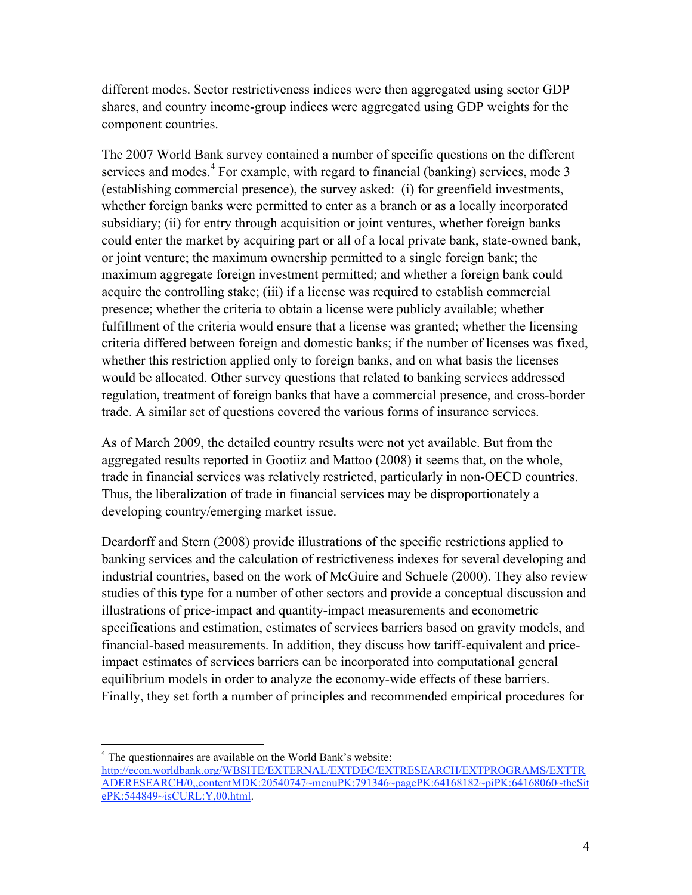different modes. Sector restrictiveness indices were then aggregated using sector GDP shares, and country income-group indices were aggregated using GDP weights for the component countries.

The 2007 World Bank survey contained a number of specific questions on the different services and modes.[4] For example, with regard to financial (banking) services, mode 3 (establishing commercial presence), the survey asked: (i) for greenfield investments, whether foreign banks were permitted to enter as a branch or as a locally incorporated subsidiary; (ii) for entry through acquisition or joint ventures, whether foreign banks could enter the market by acquiring part or all of a local private bank, state-owned bank, or joint venture; the maximum ownership permitted to a single foreign bank; the maximum aggregate foreign investment permitted; and whether a foreign bank could acquire the controlling stake; (iii) if a license was required to establish commercial presence; whether the criteria to obtain a license were publicly available; whether fulfillment of the criteria would ensure that a license was granted; whether the licensing criteria differed between foreign and domestic banks; if the number of licenses was fixed, whether this restriction applied only to foreign banks, and on what basis the licenses would be allocated. Other survey questions that related to banking services addressed regulation, treatment of foreign banks that have a commercial presence, and cross-border trade. A similar set of questions covered the various forms of insurance services.

As of March 2009, the detailed country results were not yet available. But from the aggregated results reported in Gootiiz and Mattoo (2008) it seems that, on the whole, trade in financial services was relatively restricted, particularly in non-OECD countries. Thus, the liberalization of trade in financial services may be disproportionately a developing country/emerging market issue.

Deardorff and Stern (2008) provide illustrations of the specific restrictions applied to banking services and the calculation of restrictiveness indexes for several developing and industrial countries, based on the work of McGuire and Schuele (2000). They also review studies of this type for a number of other sectors and provide a conceptual discussion and illustrations of price-impact and quantity-impact measurements and econometric specifications and estimation, estimates of services barriers based on gravity models, and financial-based measurements. In addition, they discuss how tariff-equivalent and price-impact estimates of services barriers can be incorporated into computational general equilibrium models in order to analyze the economy-wide effects of these barriers. Finally, they set forth a number of principles and recommended empirical procedures for

---

[4] The questionnaires are available on the World Bank's website: http://econ.worldbank.org/WBSITE/EXTERNAL/EXTDEC/EXTRESEARCH/EXTPROGRAMS/EXTTRADERESEARCH/0,,contentMDK:20540747~menuPK:791346~pagePK:64168182~piPK:64168060~theSitePK:544849~isCURL:Y,00.html.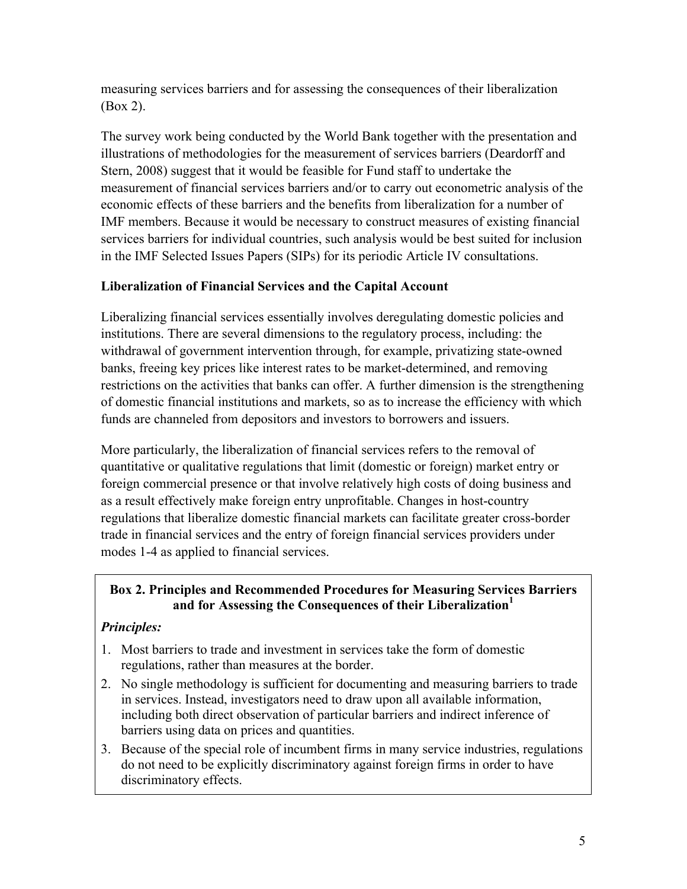measuring services barriers and for assessing the consequences of their liberalization (Box 2).

The survey work being conducted by the World Bank together with the presentation and illustrations of methodologies for the measurement of services barriers (Deardorff and Stern, 2008) suggest that it would be feasible for Fund staff to undertake the measurement of financial services barriers and/or to carry out econometric analysis of the economic effects of these barriers and the benefits from liberalization for a number of IMF members. Because it would be necessary to construct measures of existing financial services barriers for individual countries, such analysis would be best suited for inclusion in the IMF Selected Issues Papers (SIPs) for its periodic Article IV consultations.

### Liberalization of Financial Services and the Capital Account

Liberalizing financial services essentially involves deregulating domestic policies and institutions. There are several dimensions to the regulatory process, including: the withdrawal of government intervention through, for example, privatizing state-owned banks, freeing key prices like interest rates to be market-determined, and removing restrictions on the activities that banks can offer. A further dimension is the strengthening of domestic financial institutions and markets, so as to increase the efficiency with which funds are channeled from depositors and investors to borrowers and issuers.

More particularly, the liberalization of financial services refers to the removal of quantitative or qualitative regulations that limit (domestic or foreign) market entry or foreign commercial presence or that involve relatively high costs of doing business and as a result effectively make foreign entry unprofitable. Changes in host-country regulations that liberalize domestic financial markets can facilitate greater cross-border trade in financial services and the entry of foreign financial services providers under modes 1-4 as applied to financial services.

**Box 2. Principles and Recommended Procedures for Measuring Services Barriers and for Assessing the Consequences of their Liberalization[1]**

***Principles:***

1. Most barriers to trade and investment in services take the form of domestic regulations, rather than measures at the border.
2. No single methodology is sufficient for documenting and measuring barriers to trade in services. Instead, investigators need to draw upon all available information, including both direct observation of particular barriers and indirect inference of barriers using data on prices and quantities.
3. Because of the special role of incumbent firms in many service industries, regulations do not need to be explicitly discriminatory against foreign firms in order to have discriminatory effects.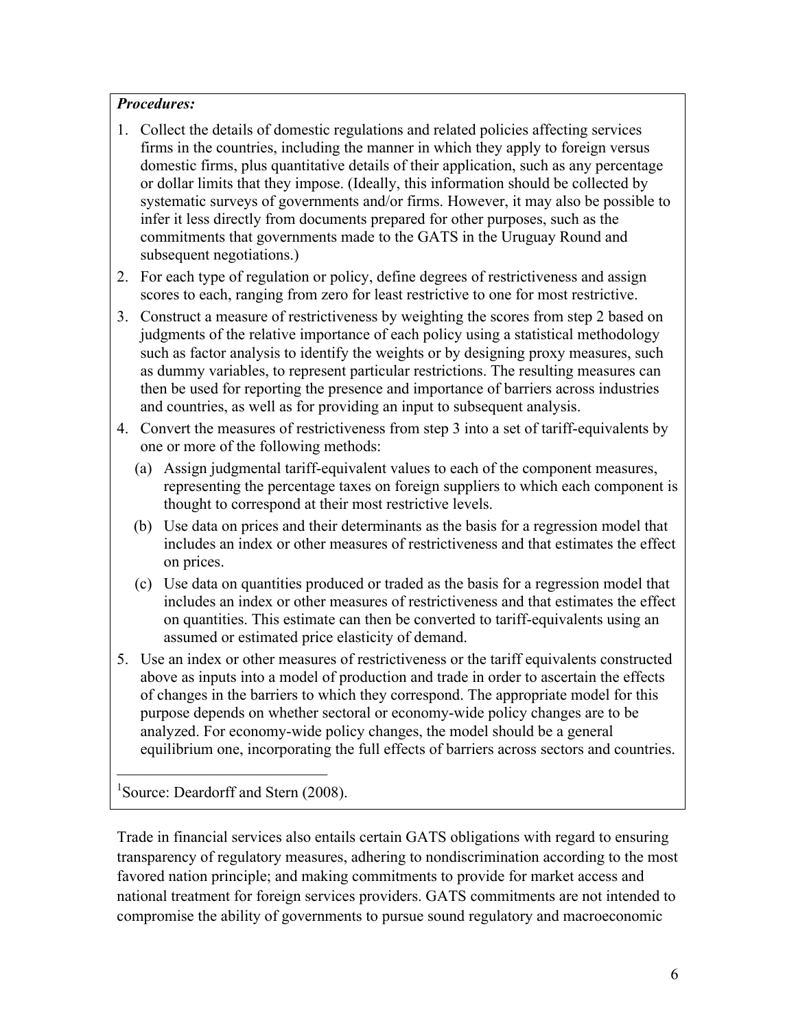***Procedures:***

1. Collect the details of domestic regulations and related policies affecting services firms in the countries, including the manner in which they apply to foreign versus domestic firms, plus quantitative details of their application, such as any percentage or dollar limits that they impose. (Ideally, this information should be collected by systematic surveys of governments and/or firms. However, it may also be possible to infer it less directly from documents prepared for other purposes, such as the commitments that governments made to the GATS in the Uruguay Round and subsequent negotiations.)
2. For each type of regulation or policy, define degrees of restrictiveness and assign scores to each, ranging from zero for least restrictive to one for most restrictive.
3. Construct a measure of restrictiveness by weighting the scores from step 2 based on judgments of the relative importance of each policy using a statistical methodology such as factor analysis to identify the weights or by designing proxy measures, such as dummy variables, to represent particular restrictions. The resulting measures can then be used for reporting the presence and importance of barriers across industries and countries, as well as for providing an input to subsequent analysis.
4. Convert the measures of restrictiveness from step 3 into a set of tariff-equivalents by one or more of the following methods:
   (a) Assign judgmental tariff-equivalent values to each of the component measures, representing the percentage taxes on foreign suppliers to which each component is thought to correspond at their most restrictive levels.
   (b) Use data on prices and their determinants as the basis for a regression model that includes an index or other measures of restrictiveness and that estimates the effect on prices.
   (c) Use data on quantities produced or traded as the basis for a regression model that includes an index or other measures of restrictiveness and that estimates the effect on quantities. This estimate can then be converted to tariff-equivalents using an assumed or estimated price elasticity of demand.
5. Use an index or other measures of restrictiveness or the tariff equivalents constructed above as inputs into a model of production and trade in order to ascertain the effects of changes in the barriers to which they correspond. The appropriate model for this purpose depends on whether sectoral or economy-wide policy changes are to be analyzed. For economy-wide policy changes, the model should be a general equilibrium one, incorporating the full effects of barriers across sectors and countries.

[1]Source: Deardorff and Stern (2008).

Trade in financial services also entails certain GATS obligations with regard to ensuring transparency of regulatory measures, adhering to nondiscrimination according to the most favored nation principle; and making commitments to provide for market access and national treatment for foreign services providers. GATS commitments are not intended to compromise the ability of governments to pursue sound regulatory and macroeconomic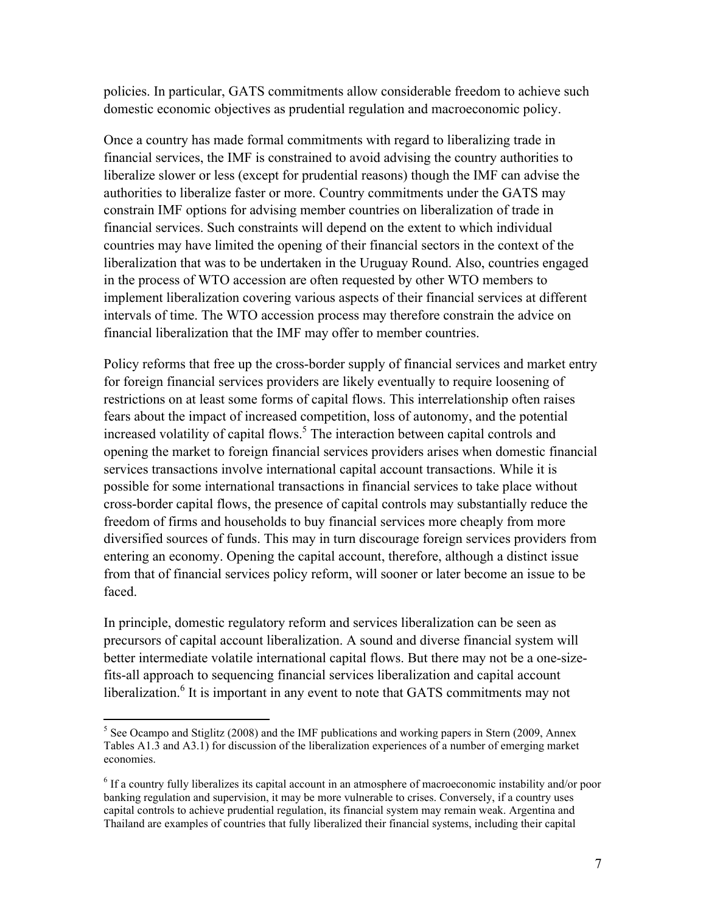policies. In particular, GATS commitments allow considerable freedom to achieve such domestic economic objectives as prudential regulation and macroeconomic policy.

Once a country has made formal commitments with regard to liberalizing trade in financial services, the IMF is constrained to avoid advising the country authorities to liberalize slower or less (except for prudential reasons) though the IMF can advise the authorities to liberalize faster or more. Country commitments under the GATS may constrain IMF options for advising member countries on liberalization of trade in financial services. Such constraints will depend on the extent to which individual countries may have limited the opening of their financial sectors in the context of the liberalization that was to be undertaken in the Uruguay Round. Also, countries engaged in the process of WTO accession are often requested by other WTO members to implement liberalization covering various aspects of their financial services at different intervals of time. The WTO accession process may therefore constrain the advice on financial liberalization that the IMF may offer to member countries.

Policy reforms that free up the cross-border supply of financial services and market entry for foreign financial services providers are likely eventually to require loosening of restrictions on at least some forms of capital flows. This interrelationship often raises fears about the impact of increased competition, loss of autonomy, and the potential increased volatility of capital flows.[5] The interaction between capital controls and opening the market to foreign financial services providers arises when domestic financial services transactions involve international capital account transactions. While it is possible for some international transactions in financial services to take place without cross-border capital flows, the presence of capital controls may substantially reduce the freedom of firms and households to buy financial services more cheaply from more diversified sources of funds. This may in turn discourage foreign services providers from entering an economy. Opening the capital account, therefore, although a distinct issue from that of financial services policy reform, will sooner or later become an issue to be faced.

In principle, domestic regulatory reform and services liberalization can be seen as precursors of capital account liberalization. A sound and diverse financial system will better intermediate volatile international capital flows. But there may not be a one-size-fits-all approach to sequencing financial services liberalization and capital account liberalization.[6] It is important in any event to note that GATS commitments may not

---

[5] See Ocampo and Stiglitz (2008) and the IMF publications and working papers in Stern (2009, Annex Tables A1.3 and A3.1) for discussion of the liberalization experiences of a number of emerging market economies.

[6] If a country fully liberalizes its capital account in an atmosphere of macroeconomic instability and/or poor banking regulation and supervision, it may be more vulnerable to crises. Conversely, if a country uses capital controls to achieve prudential regulation, its financial system may remain weak. Argentina and Thailand are examples of countries that fully liberalized their financial systems, including their capital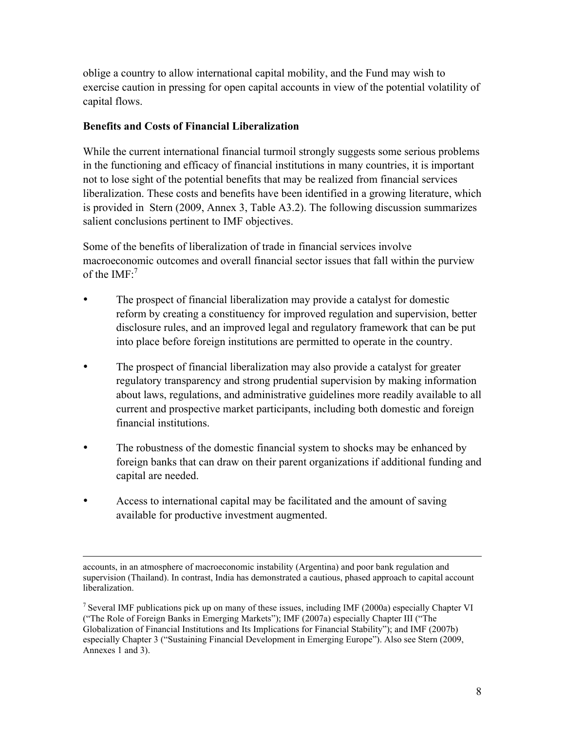oblige a country to allow international capital mobility, and the Fund may wish to exercise caution in pressing for open capital accounts in view of the potential volatility of capital flows.

**Benefits and Costs of Financial Liberalization**

While the current international financial turmoil strongly suggests some serious problems in the functioning and efficacy of financial institutions in many countries, it is important not to lose sight of the potential benefits that may be realized from financial services liberalization. These costs and benefits have been identified in a growing literature, which is provided in Stern (2009, Annex 3, Table A3.2). The following discussion summarizes salient conclusions pertinent to IMF objectives.

Some of the benefits of liberalization of trade in financial services involve macroeconomic outcomes and overall financial sector issues that fall within the purview of the IMF:[7]

- The prospect of financial liberalization may provide a catalyst for domestic reform by creating a constituency for improved regulation and supervision, better disclosure rules, and an improved legal and regulatory framework that can be put into place before foreign institutions are permitted to operate in the country.
- The prospect of financial liberalization may also provide a catalyst for greater regulatory transparency and strong prudential supervision by making information about laws, regulations, and administrative guidelines more readily available to all current and prospective market participants, including both domestic and foreign financial institutions.
- The robustness of the domestic financial system to shocks may be enhanced by foreign banks that can draw on their parent organizations if additional funding and capital are needed.
- Access to international capital may be facilitated and the amount of saving available for productive investment augmented.

---

accounts, in an atmosphere of macroeconomic instability (Argentina) and poor bank regulation and supervision (Thailand). In contrast, India has demonstrated a cautious, phased approach to capital account liberalization.

[7] Several IMF publications pick up on many of these issues, including IMF (2000a) especially Chapter VI ("The Role of Foreign Banks in Emerging Markets"); IMF (2007a) especially Chapter III ("The Globalization of Financial Institutions and Its Implications for Financial Stability"); and IMF (2007b) especially Chapter 3 ("Sustaining Financial Development in Emerging Europe"). Also see Stern (2009, Annexes 1 and 3).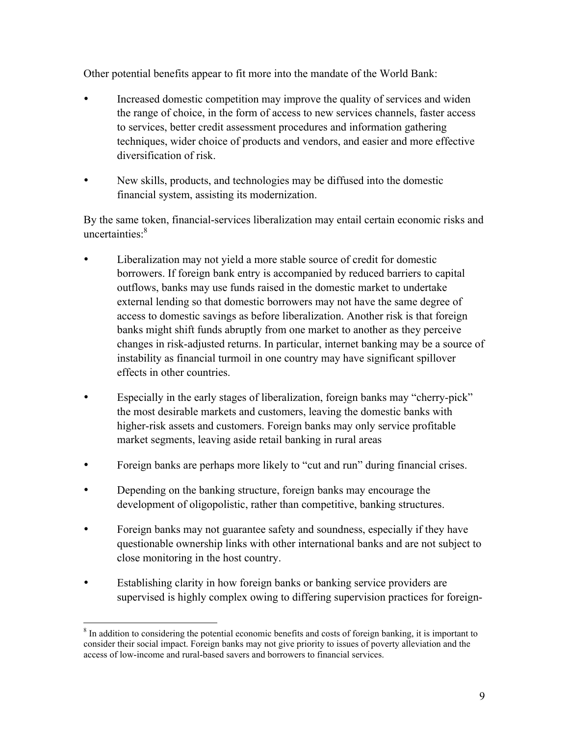Other potential benefits appear to fit more into the mandate of the World Bank:

- Increased domestic competition may improve the quality of services and widen the range of choice, in the form of access to new services channels, faster access to services, better credit assessment procedures and information gathering techniques, wider choice of products and vendors, and easier and more effective diversification of risk.

- New skills, products, and technologies may be diffused into the domestic financial system, assisting its modernization.

By the same token, financial-services liberalization may entail certain economic risks and uncertainties:[8]

- Liberalization may not yield a more stable source of credit for domestic borrowers. If foreign bank entry is accompanied by reduced barriers to capital outflows, banks may use funds raised in the domestic market to undertake external lending so that domestic borrowers may not have the same degree of access to domestic savings as before liberalization. Another risk is that foreign banks might shift funds abruptly from one market to another as they perceive changes in risk-adjusted returns. In particular, internet banking may be a source of instability as financial turmoil in one country may have significant spillover effects in other countries.

- Especially in the early stages of liberalization, foreign banks may "cherry-pick" the most desirable markets and customers, leaving the domestic banks with higher-risk assets and customers. Foreign banks may only service profitable market segments, leaving aside retail banking in rural areas

- Foreign banks are perhaps more likely to "cut and run" during financial crises.

- Depending on the banking structure, foreign banks may encourage the development of oligopolistic, rather than competitive, banking structures.

- Foreign banks may not guarantee safety and soundness, especially if they have questionable ownership links with other international banks and are not subject to close monitoring in the host country.

- Establishing clarity in how foreign banks or banking service providers are supervised is highly complex owing to differing supervision practices for foreign-

[8] In addition to considering the potential economic benefits and costs of foreign banking, it is important to consider their social impact. Foreign banks may not give priority to issues of poverty alleviation and the access of low-income and rural-based savers and borrowers to financial services.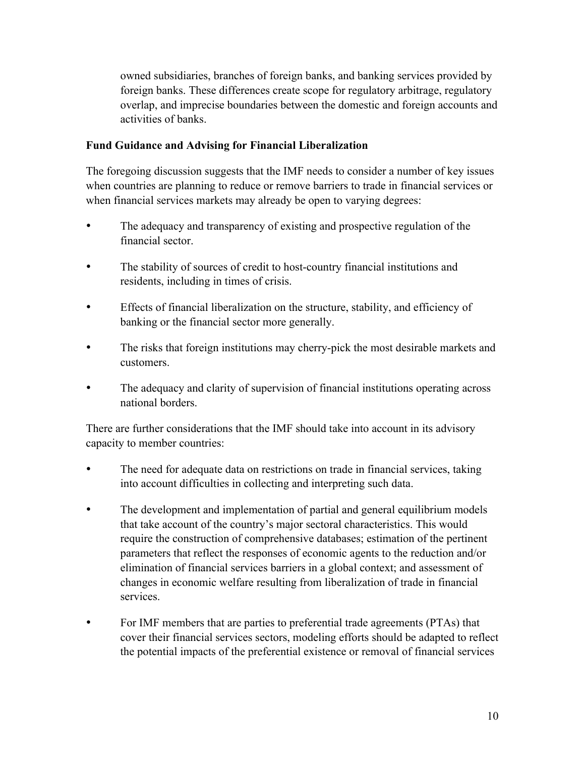owned subsidiaries, branches of foreign banks, and banking services provided by foreign banks. These differences create scope for regulatory arbitrage, regulatory overlap, and imprecise boundaries between the domestic and foreign accounts and activities of banks.

**Fund Guidance and Advising for Financial Liberalization**

The foregoing discussion suggests that the IMF needs to consider a number of key issues when countries are planning to reduce or remove barriers to trade in financial services or when financial services markets may already be open to varying degrees:

- The adequacy and transparency of existing and prospective regulation of the financial sector.
- The stability of sources of credit to host-country financial institutions and residents, including in times of crisis.
- Effects of financial liberalization on the structure, stability, and efficiency of banking or the financial sector more generally.
- The risks that foreign institutions may cherry-pick the most desirable markets and customers.
- The adequacy and clarity of supervision of financial institutions operating across national borders.

There are further considerations that the IMF should take into account in its advisory capacity to member countries:

- The need for adequate data on restrictions on trade in financial services, taking into account difficulties in collecting and interpreting such data.
- The development and implementation of partial and general equilibrium models that take account of the country's major sectoral characteristics. This would require the construction of comprehensive databases; estimation of the pertinent parameters that reflect the responses of economic agents to the reduction and/or elimination of financial services barriers in a global context; and assessment of changes in economic welfare resulting from liberalization of trade in financial services.
- For IMF members that are parties to preferential trade agreements (PTAs) that cover their financial services sectors, modeling efforts should be adapted to reflect the potential impacts of the preferential existence or removal of financial services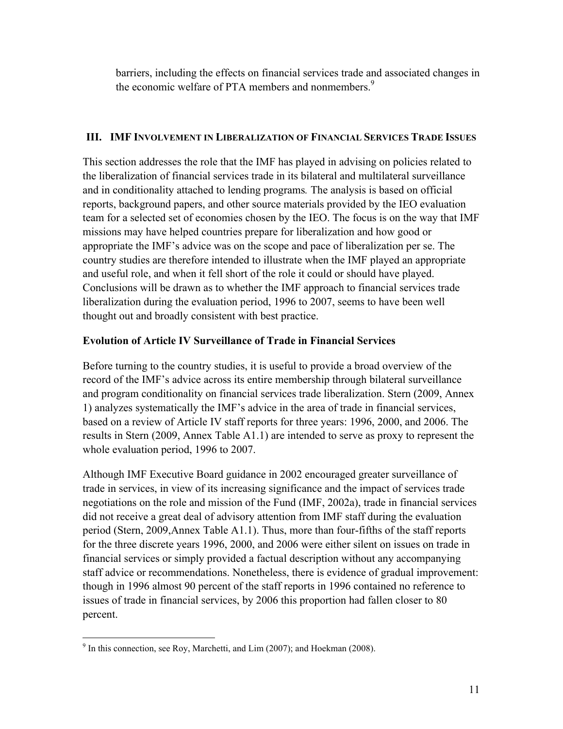barriers, including the effects on financial services trade and associated changes in the economic welfare of PTA members and nonmembers.[9]

## III. IMF Involvement in Liberalization of Financial Services Trade Issues

This section addresses the role that the IMF has played in advising on policies related to the liberalization of financial services trade in its bilateral and multilateral surveillance and in conditionality attached to lending programs*.* The analysis is based on official reports, background papers, and other source materials provided by the IEO evaluation team for a selected set of economies chosen by the IEO. The focus is on the way that IMF missions may have helped countries prepare for liberalization and how good or appropriate the IMF's advice was on the scope and pace of liberalization per se. The country studies are therefore intended to illustrate when the IMF played an appropriate and useful role, and when it fell short of the role it could or should have played. Conclusions will be drawn as to whether the IMF approach to financial services trade liberalization during the evaluation period, 1996 to 2007, seems to have been well thought out and broadly consistent with best practice.

### Evolution of Article IV Surveillance of Trade in Financial Services

Before turning to the country studies, it is useful to provide a broad overview of the record of the IMF's advice across its entire membership through bilateral surveillance and program conditionality on financial services trade liberalization. Stern (2009, Annex 1) analyzes systematically the IMF's advice in the area of trade in financial services, based on a review of Article IV staff reports for three years: 1996, 2000, and 2006. The results in Stern (2009, Annex Table A1.1) are intended to serve as proxy to represent the whole evaluation period, 1996 to 2007.

Although IMF Executive Board guidance in 2002 encouraged greater surveillance of trade in services, in view of its increasing significance and the impact of services trade negotiations on the role and mission of the Fund (IMF, 2002a), trade in financial services did not receive a great deal of advisory attention from IMF staff during the evaluation period (Stern, 2009,Annex Table A1.1). Thus, more than four-fifths of the staff reports for the three discrete years 1996, 2000, and 2006 were either silent on issues on trade in financial services or simply provided a factual description without any accompanying staff advice or recommendations. Nonetheless, there is evidence of gradual improvement: though in 1996 almost 90 percent of the staff reports in 1996 contained no reference to issues of trade in financial services, by 2006 this proportion had fallen closer to 80 percent.

---

[9] In this connection, see Roy, Marchetti, and Lim (2007); and Hoekman (2008).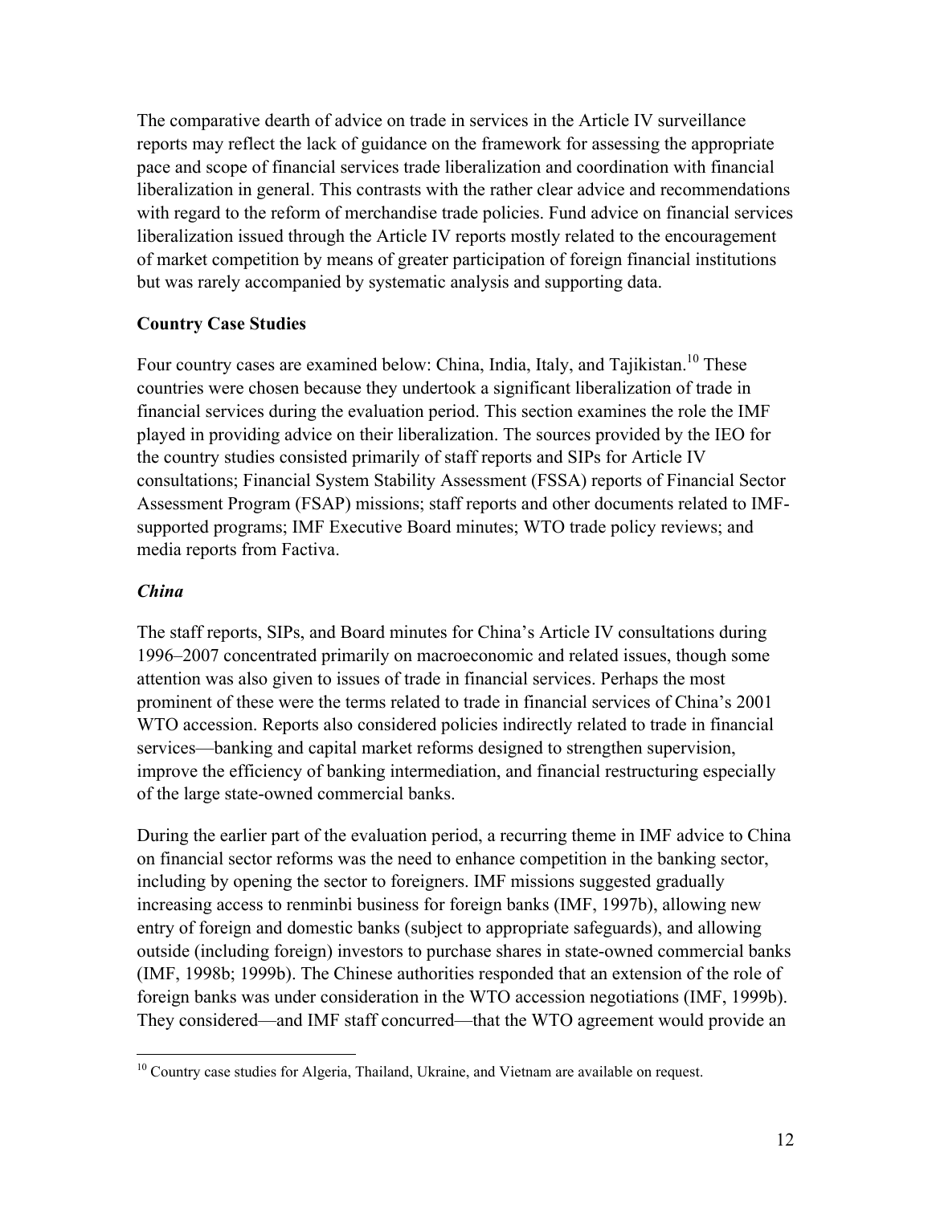The comparative dearth of advice on trade in services in the Article IV surveillance reports may reflect the lack of guidance on the framework for assessing the appropriate pace and scope of financial services trade liberalization and coordination with financial liberalization in general. This contrasts with the rather clear advice and recommendations with regard to the reform of merchandise trade policies. Fund advice on financial services liberalization issued through the Article IV reports mostly related to the encouragement of market competition by means of greater participation of foreign financial institutions but was rarely accompanied by systematic analysis and supporting data.

## Country Case Studies

Four country cases are examined below: China, India, Italy, and Tajikistan.[10] These countries were chosen because they undertook a significant liberalization of trade in financial services during the evaluation period. This section examines the role the IMF played in providing advice on their liberalization. The sources provided by the IEO for the country studies consisted primarily of staff reports and SIPs for Article IV consultations; Financial System Stability Assessment (FSSA) reports of Financial Sector Assessment Program (FSAP) missions; staff reports and other documents related to IMF-supported programs; IMF Executive Board minutes; WTO trade policy reviews; and media reports from Factiva.

### *China*

The staff reports, SIPs, and Board minutes for China's Article IV consultations during 1996–2007 concentrated primarily on macroeconomic and related issues, though some attention was also given to issues of trade in financial services. Perhaps the most prominent of these were the terms related to trade in financial services of China's 2001 WTO accession. Reports also considered policies indirectly related to trade in financial services—banking and capital market reforms designed to strengthen supervision, improve the efficiency of banking intermediation, and financial restructuring especially of the large state-owned commercial banks.

During the earlier part of the evaluation period, a recurring theme in IMF advice to China on financial sector reforms was the need to enhance competition in the banking sector, including by opening the sector to foreigners. IMF missions suggested gradually increasing access to renminbi business for foreign banks (IMF, 1997b), allowing new entry of foreign and domestic banks (subject to appropriate safeguards), and allowing outside (including foreign) investors to purchase shares in state-owned commercial banks (IMF, 1998b; 1999b). The Chinese authorities responded that an extension of the role of foreign banks was under consideration in the WTO accession negotiations (IMF, 1999b). They considered—and IMF staff concurred—that the WTO agreement would provide an

[10] Country case studies for Algeria, Thailand, Ukraine, and Vietnam are available on request.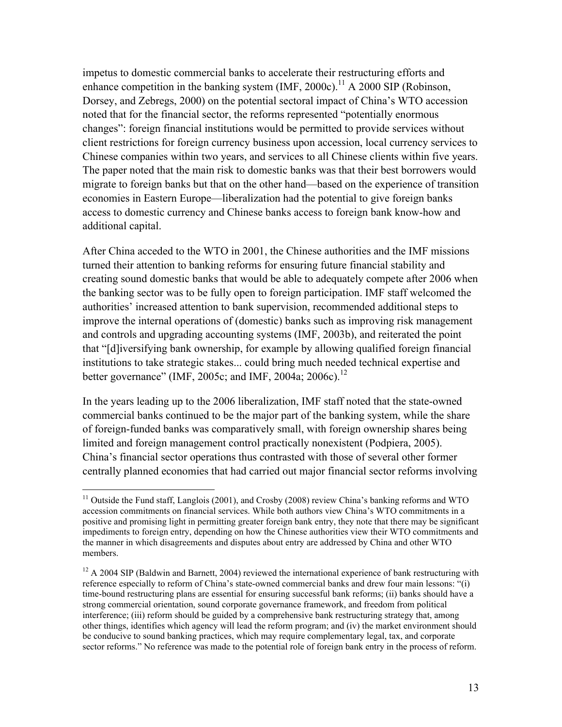impetus to domestic commercial banks to accelerate their restructuring efforts and enhance competition in the banking system (IMF, 2000c).[11] A 2000 SIP (Robinson, Dorsey, and Zebregs, 2000) on the potential sectoral impact of China's WTO accession noted that for the financial sector, the reforms represented "potentially enormous changes": foreign financial institutions would be permitted to provide services without client restrictions for foreign currency business upon accession, local currency services to Chinese companies within two years, and services to all Chinese clients within five years. The paper noted that the main risk to domestic banks was that their best borrowers would migrate to foreign banks but that on the other hand—based on the experience of transition economies in Eastern Europe—liberalization had the potential to give foreign banks access to domestic currency and Chinese banks access to foreign bank know-how and additional capital.

After China acceded to the WTO in 2001, the Chinese authorities and the IMF missions turned their attention to banking reforms for ensuring future financial stability and creating sound domestic banks that would be able to adequately compete after 2006 when the banking sector was to be fully open to foreign participation. IMF staff welcomed the authorities' increased attention to bank supervision, recommended additional steps to improve the internal operations of (domestic) banks such as improving risk management and controls and upgrading accounting systems (IMF, 2003b), and reiterated the point that "[d]iversifying bank ownership, for example by allowing qualified foreign financial institutions to take strategic stakes... could bring much needed technical expertise and better governance" (IMF, 2005c; and IMF, 2004a; 2006c).[12]

In the years leading up to the 2006 liberalization, IMF staff noted that the state-owned commercial banks continued to be the major part of the banking system, while the share of foreign-funded banks was comparatively small, with foreign ownership shares being limited and foreign management control practically nonexistent (Podpiera, 2005). China's financial sector operations thus contrasted with those of several other former centrally planned economies that had carried out major financial sector reforms involving

---

[11] Outside the Fund staff, Langlois (2001), and Crosby (2008) review China's banking reforms and WTO accession commitments on financial services. While both authors view China's WTO commitments in a positive and promising light in permitting greater foreign bank entry, they note that there may be significant impediments to foreign entry, depending on how the Chinese authorities view their WTO commitments and the manner in which disagreements and disputes about entry are addressed by China and other WTO members.

[12] A 2004 SIP (Baldwin and Barnett, 2004) reviewed the international experience of bank restructuring with reference especially to reform of China's state-owned commercial banks and drew four main lessons: "(i) time-bound restructuring plans are essential for ensuring successful bank reforms; (ii) banks should have a strong commercial orientation, sound corporate governance framework, and freedom from political interference; (iii) reform should be guided by a comprehensive bank restructuring strategy that, among other things, identifies which agency will lead the reform program; and (iv) the market environment should be conducive to sound banking practices, which may require complementary legal, tax, and corporate sector reforms." No reference was made to the potential role of foreign bank entry in the process of reform.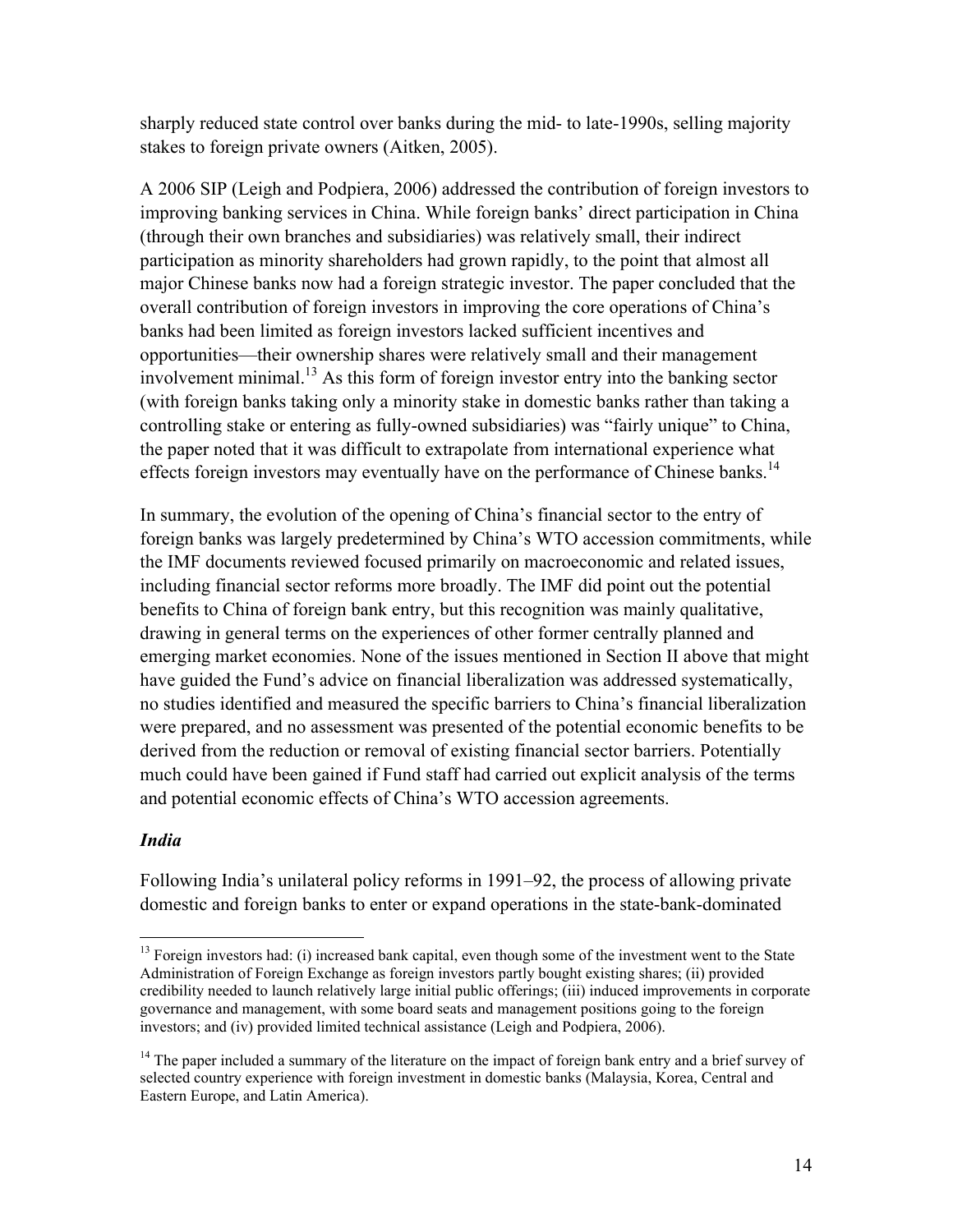sharply reduced state control over banks during the mid- to late-1990s, selling majority stakes to foreign private owners (Aitken, 2005).

A 2006 SIP (Leigh and Podpiera, 2006) addressed the contribution of foreign investors to improving banking services in China. While foreign banks' direct participation in China (through their own branches and subsidiaries) was relatively small, their indirect participation as minority shareholders had grown rapidly, to the point that almost all major Chinese banks now had a foreign strategic investor. The paper concluded that the overall contribution of foreign investors in improving the core operations of China's banks had been limited as foreign investors lacked sufficient incentives and opportunities—their ownership shares were relatively small and their management involvement minimal.[13] As this form of foreign investor entry into the banking sector (with foreign banks taking only a minority stake in domestic banks rather than taking a controlling stake or entering as fully-owned subsidiaries) was "fairly unique" to China, the paper noted that it was difficult to extrapolate from international experience what effects foreign investors may eventually have on the performance of Chinese banks.[14]

In summary, the evolution of the opening of China's financial sector to the entry of foreign banks was largely predetermined by China's WTO accession commitments, while the IMF documents reviewed focused primarily on macroeconomic and related issues, including financial sector reforms more broadly. The IMF did point out the potential benefits to China of foreign bank entry, but this recognition was mainly qualitative, drawing in general terms on the experiences of other former centrally planned and emerging market economies. None of the issues mentioned in Section II above that might have guided the Fund's advice on financial liberalization was addressed systematically, no studies identified and measured the specific barriers to China's financial liberalization were prepared, and no assessment was presented of the potential economic benefits to be derived from the reduction or removal of existing financial sector barriers. Potentially much could have been gained if Fund staff had carried out explicit analysis of the terms and potential economic effects of China's WTO accession agreements.

### *India*

Following India's unilateral policy reforms in 1991–92, the process of allowing private domestic and foreign banks to enter or expand operations in the state-bank-dominated

---

[13] Foreign investors had: (i) increased bank capital, even though some of the investment went to the State Administration of Foreign Exchange as foreign investors partly bought existing shares; (ii) provided credibility needed to launch relatively large initial public offerings; (iii) induced improvements in corporate governance and management, with some board seats and management positions going to the foreign investors; and (iv) provided limited technical assistance (Leigh and Podpiera, 2006).

[14] The paper included a summary of the literature on the impact of foreign bank entry and a brief survey of selected country experience with foreign investment in domestic banks (Malaysia, Korea, Central and Eastern Europe, and Latin America).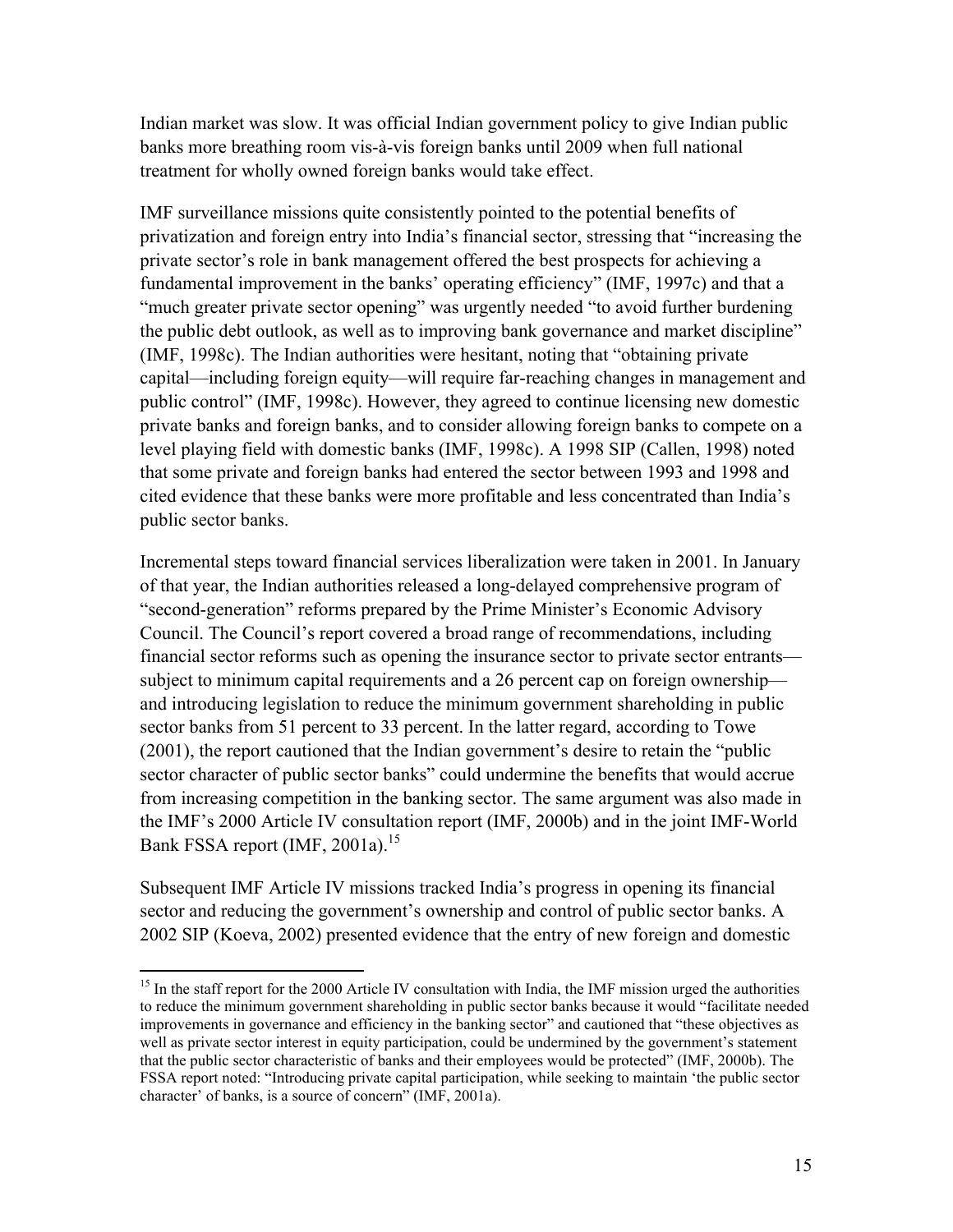Indian market was slow. It was official Indian government policy to give Indian public banks more breathing room vis-à-vis foreign banks until 2009 when full national treatment for wholly owned foreign banks would take effect.

IMF surveillance missions quite consistently pointed to the potential benefits of privatization and foreign entry into India's financial sector, stressing that "increasing the private sector's role in bank management offered the best prospects for achieving a fundamental improvement in the banks' operating efficiency" (IMF, 1997c) and that a "much greater private sector opening" was urgently needed "to avoid further burdening the public debt outlook, as well as to improving bank governance and market discipline" (IMF, 1998c). The Indian authorities were hesitant, noting that "obtaining private capital—including foreign equity—will require far-reaching changes in management and public control" (IMF, 1998c). However, they agreed to continue licensing new domestic private banks and foreign banks, and to consider allowing foreign banks to compete on a level playing field with domestic banks (IMF, 1998c). A 1998 SIP (Callen, 1998) noted that some private and foreign banks had entered the sector between 1993 and 1998 and cited evidence that these banks were more profitable and less concentrated than India's public sector banks.

Incremental steps toward financial services liberalization were taken in 2001. In January of that year, the Indian authorities released a long-delayed comprehensive program of "second-generation" reforms prepared by the Prime Minister's Economic Advisory Council. The Council's report covered a broad range of recommendations, including financial sector reforms such as opening the insurance sector to private sector entrants—subject to minimum capital requirements and a 26 percent cap on foreign ownership—and introducing legislation to reduce the minimum government shareholding in public sector banks from 51 percent to 33 percent. In the latter regard, according to Towe (2001), the report cautioned that the Indian government's desire to retain the "public sector character of public sector banks" could undermine the benefits that would accrue from increasing competition in the banking sector. The same argument was also made in the IMF's 2000 Article IV consultation report (IMF, 2000b) and in the joint IMF-World Bank FSSA report (IMF, 2001a).[15]

Subsequent IMF Article IV missions tracked India's progress in opening its financial sector and reducing the government's ownership and control of public sector banks. A 2002 SIP (Koeva, 2002) presented evidence that the entry of new foreign and domestic

[15] In the staff report for the 2000 Article IV consultation with India, the IMF mission urged the authorities to reduce the minimum government shareholding in public sector banks because it would "facilitate needed improvements in governance and efficiency in the banking sector" and cautioned that "these objectives as well as private sector interest in equity participation, could be undermined by the government's statement that the public sector characteristic of banks and their employees would be protected" (IMF, 2000b). The FSSA report noted: "Introducing private capital participation, while seeking to maintain 'the public sector character' of banks, is a source of concern" (IMF, 2001a).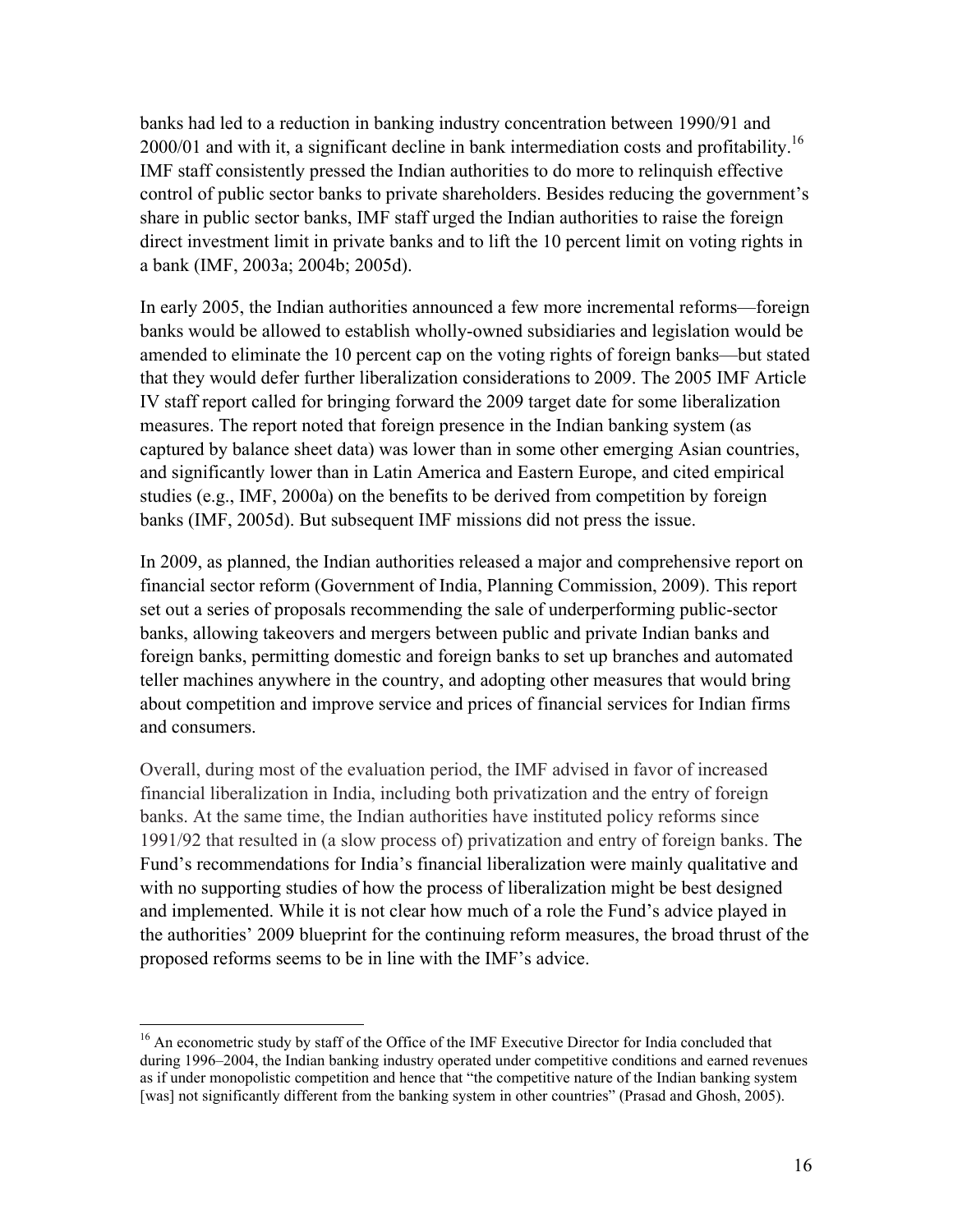banks had led to a reduction in banking industry concentration between 1990/91 and 2000/01 and with it, a significant decline in bank intermediation costs and profitability.[16] IMF staff consistently pressed the Indian authorities to do more to relinquish effective control of public sector banks to private shareholders. Besides reducing the government's share in public sector banks, IMF staff urged the Indian authorities to raise the foreign direct investment limit in private banks and to lift the 10 percent limit on voting rights in a bank (IMF, 2003a; 2004b; 2005d).

In early 2005, the Indian authorities announced a few more incremental reforms—foreign banks would be allowed to establish wholly-owned subsidiaries and legislation would be amended to eliminate the 10 percent cap on the voting rights of foreign banks—but stated that they would defer further liberalization considerations to 2009. The 2005 IMF Article IV staff report called for bringing forward the 2009 target date for some liberalization measures. The report noted that foreign presence in the Indian banking system (as captured by balance sheet data) was lower than in some other emerging Asian countries, and significantly lower than in Latin America and Eastern Europe, and cited empirical studies (e.g., IMF, 2000a) on the benefits to be derived from competition by foreign banks (IMF, 2005d). But subsequent IMF missions did not press the issue.

In 2009, as planned, the Indian authorities released a major and comprehensive report on financial sector reform (Government of India, Planning Commission, 2009). This report set out a series of proposals recommending the sale of underperforming public-sector banks, allowing takeovers and mergers between public and private Indian banks and foreign banks, permitting domestic and foreign banks to set up branches and automated teller machines anywhere in the country, and adopting other measures that would bring about competition and improve service and prices of financial services for Indian firms and consumers.

Overall, during most of the evaluation period, the IMF advised in favor of increased financial liberalization in India, including both privatization and the entry of foreign banks. At the same time, the Indian authorities have instituted policy reforms since 1991/92 that resulted in (a slow process of) privatization and entry of foreign banks. The Fund's recommendations for India's financial liberalization were mainly qualitative and with no supporting studies of how the process of liberalization might be best designed and implemented. While it is not clear how much of a role the Fund's advice played in the authorities' 2009 blueprint for the continuing reform measures, the broad thrust of the proposed reforms seems to be in line with the IMF's advice.

[16] An econometric study by staff of the Office of the IMF Executive Director for India concluded that during 1996–2004, the Indian banking industry operated under competitive conditions and earned revenues as if under monopolistic competition and hence that "the competitive nature of the Indian banking system [was] not significantly different from the banking system in other countries" (Prasad and Ghosh, 2005).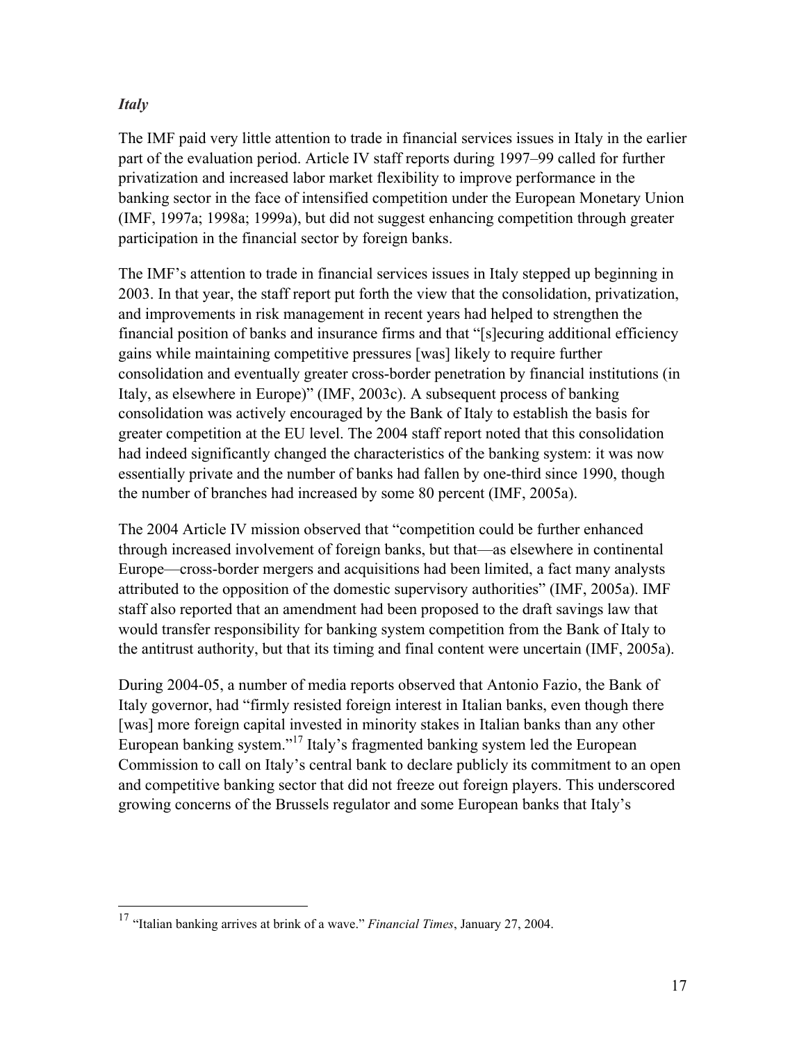### *Italy*

The IMF paid very little attention to trade in financial services issues in Italy in the earlier part of the evaluation period. Article IV staff reports during 1997–99 called for further privatization and increased labor market flexibility to improve performance in the banking sector in the face of intensified competition under the European Monetary Union (IMF, 1997a; 1998a; 1999a), but did not suggest enhancing competition through greater participation in the financial sector by foreign banks.

The IMF's attention to trade in financial services issues in Italy stepped up beginning in 2003. In that year, the staff report put forth the view that the consolidation, privatization, and improvements in risk management in recent years had helped to strengthen the financial position of banks and insurance firms and that "[s]ecuring additional efficiency gains while maintaining competitive pressures [was] likely to require further consolidation and eventually greater cross-border penetration by financial institutions (in Italy, as elsewhere in Europe)" (IMF, 2003c). A subsequent process of banking consolidation was actively encouraged by the Bank of Italy to establish the basis for greater competition at the EU level. The 2004 staff report noted that this consolidation had indeed significantly changed the characteristics of the banking system: it was now essentially private and the number of banks had fallen by one-third since 1990, though the number of branches had increased by some 80 percent (IMF, 2005a).

The 2004 Article IV mission observed that "competition could be further enhanced through increased involvement of foreign banks, but that—as elsewhere in continental Europe—cross-border mergers and acquisitions had been limited, a fact many analysts attributed to the opposition of the domestic supervisory authorities" (IMF, 2005a). IMF staff also reported that an amendment had been proposed to the draft savings law that would transfer responsibility for banking system competition from the Bank of Italy to the antitrust authority, but that its timing and final content were uncertain (IMF, 2005a).

During 2004-05, a number of media reports observed that Antonio Fazio, the Bank of Italy governor, had "firmly resisted foreign interest in Italian banks, even though there [was] more foreign capital invested in minority stakes in Italian banks than any other European banking system."[17] Italy's fragmented banking system led the European Commission to call on Italy's central bank to declare publicly its commitment to an open and competitive banking sector that did not freeze out foreign players. This underscored growing concerns of the Brussels regulator and some European banks that Italy's

---

[17] "Italian banking arrives at brink of a wave." *Financial Times*, January 27, 2004.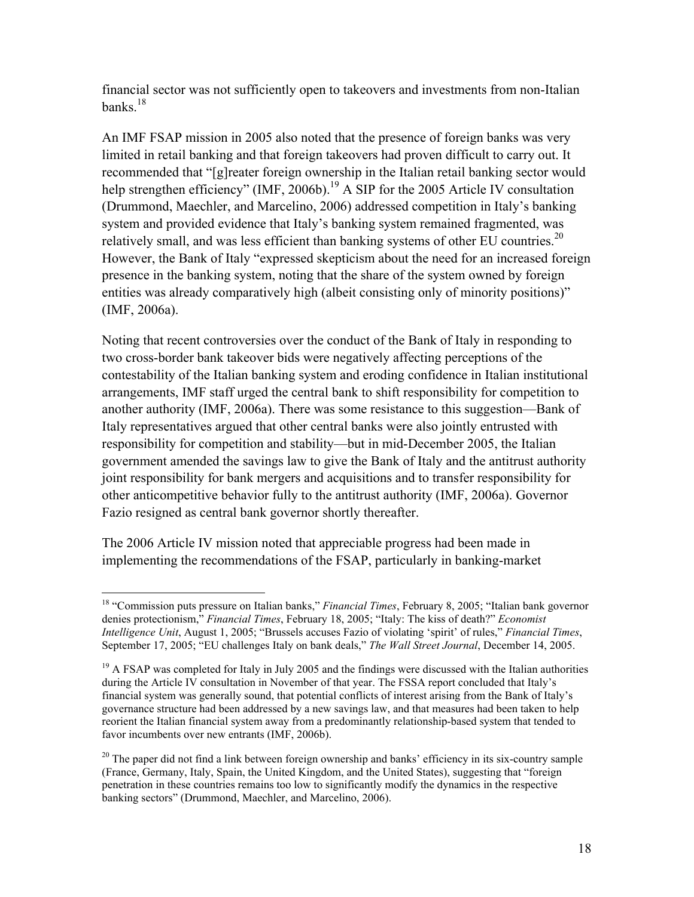financial sector was not sufficiently open to takeovers and investments from non-Italian banks.[18]

An IMF FSAP mission in 2005 also noted that the presence of foreign banks was very limited in retail banking and that foreign takeovers had proven difficult to carry out. It recommended that "[g]reater foreign ownership in the Italian retail banking sector would help strengthen efficiency" (IMF, 2006b).[19] A SIP for the 2005 Article IV consultation (Drummond, Maechler, and Marcelino, 2006) addressed competition in Italy's banking system and provided evidence that Italy's banking system remained fragmented, was relatively small, and was less efficient than banking systems of other EU countries.[20] However, the Bank of Italy "expressed skepticism about the need for an increased foreign presence in the banking system, noting that the share of the system owned by foreign entities was already comparatively high (albeit consisting only of minority positions)" (IMF, 2006a).

Noting that recent controversies over the conduct of the Bank of Italy in responding to two cross-border bank takeover bids were negatively affecting perceptions of the contestability of the Italian banking system and eroding confidence in Italian institutional arrangements, IMF staff urged the central bank to shift responsibility for competition to another authority (IMF, 2006a). There was some resistance to this suggestion—Bank of Italy representatives argued that other central banks were also jointly entrusted with responsibility for competition and stability—but in mid-December 2005, the Italian government amended the savings law to give the Bank of Italy and the antitrust authority joint responsibility for bank mergers and acquisitions and to transfer responsibility for other anticompetitive behavior fully to the antitrust authority (IMF, 2006a). Governor Fazio resigned as central bank governor shortly thereafter.

The 2006 Article IV mission noted that appreciable progress had been made in implementing the recommendations of the FSAP, particularly in banking-market

---

[18] "Commission puts pressure on Italian banks," *Financial Times*, February 8, 2005; "Italian bank governor denies protectionism," *Financial Times*, February 18, 2005; "Italy: The kiss of death?" *Economist Intelligence Unit*, August 1, 2005; "Brussels accuses Fazio of violating 'spirit' of rules," *Financial Times*, September 17, 2005; "EU challenges Italy on bank deals," *The Wall Street Journal*, December 14, 2005.

[19] A FSAP was completed for Italy in July 2005 and the findings were discussed with the Italian authorities during the Article IV consultation in November of that year. The FSSA report concluded that Italy's financial system was generally sound, that potential conflicts of interest arising from the Bank of Italy's governance structure had been addressed by a new savings law, and that measures had been taken to help reorient the Italian financial system away from a predominantly relationship-based system that tended to favor incumbents over new entrants (IMF, 2006b).

[20] The paper did not find a link between foreign ownership and banks' efficiency in its six-country sample (France, Germany, Italy, Spain, the United Kingdom, and the United States), suggesting that "foreign penetration in these countries remains too low to significantly modify the dynamics in the respective banking sectors" (Drummond, Maechler, and Marcelino, 2006).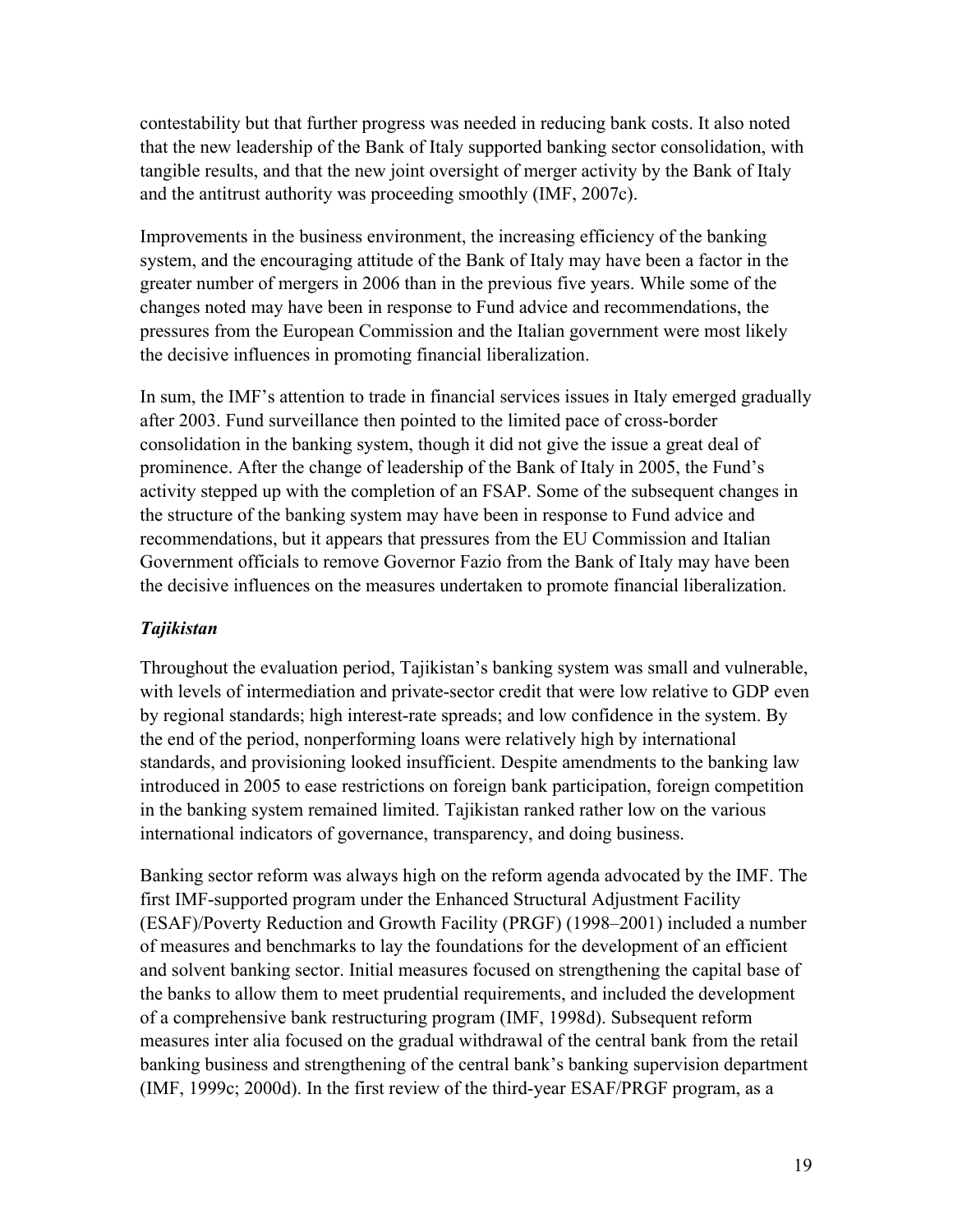contestability but that further progress was needed in reducing bank costs. It also noted that the new leadership of the Bank of Italy supported banking sector consolidation, with tangible results, and that the new joint oversight of merger activity by the Bank of Italy and the antitrust authority was proceeding smoothly (IMF, 2007c).

Improvements in the business environment, the increasing efficiency of the banking system, and the encouraging attitude of the Bank of Italy may have been a factor in the greater number of mergers in 2006 than in the previous five years. While some of the changes noted may have been in response to Fund advice and recommendations, the pressures from the European Commission and the Italian government were most likely the decisive influences in promoting financial liberalization.

In sum, the IMF's attention to trade in financial services issues in Italy emerged gradually after 2003. Fund surveillance then pointed to the limited pace of cross-border consolidation in the banking system, though it did not give the issue a great deal of prominence. After the change of leadership of the Bank of Italy in 2005, the Fund's activity stepped up with the completion of an FSAP. Some of the subsequent changes in the structure of the banking system may have been in response to Fund advice and recommendations, but it appears that pressures from the EU Commission and Italian Government officials to remove Governor Fazio from the Bank of Italy may have been the decisive influences on the measures undertaken to promote financial liberalization.

### *Tajikistan*

Throughout the evaluation period, Tajikistan's banking system was small and vulnerable, with levels of intermediation and private-sector credit that were low relative to GDP even by regional standards; high interest-rate spreads; and low confidence in the system. By the end of the period, nonperforming loans were relatively high by international standards, and provisioning looked insufficient. Despite amendments to the banking law introduced in 2005 to ease restrictions on foreign bank participation, foreign competition in the banking system remained limited. Tajikistan ranked rather low on the various international indicators of governance, transparency, and doing business.

Banking sector reform was always high on the reform agenda advocated by the IMF. The first IMF-supported program under the Enhanced Structural Adjustment Facility (ESAF)/Poverty Reduction and Growth Facility (PRGF) (1998–2001) included a number of measures and benchmarks to lay the foundations for the development of an efficient and solvent banking sector. Initial measures focused on strengthening the capital base of the banks to allow them to meet prudential requirements, and included the development of a comprehensive bank restructuring program (IMF, 1998d). Subsequent reform measures inter alia focused on the gradual withdrawal of the central bank from the retail banking business and strengthening of the central bank's banking supervision department (IMF, 1999c; 2000d). In the first review of the third-year ESAF/PRGF program, as a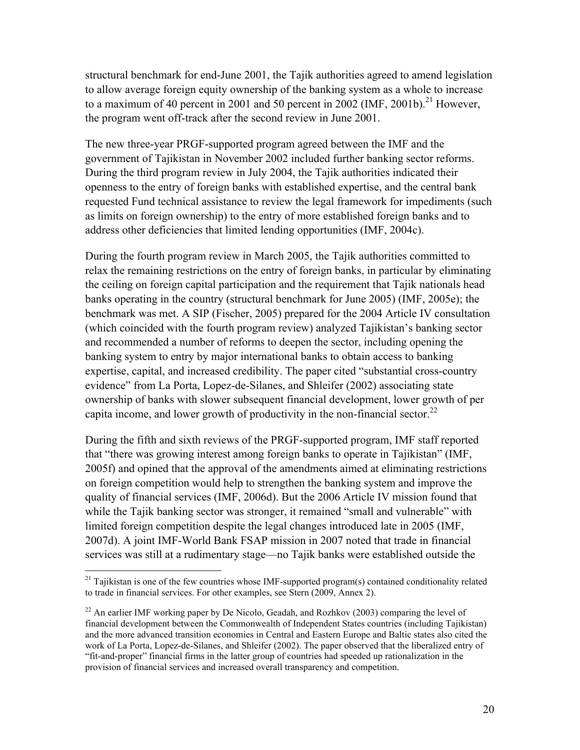structural benchmark for end-June 2001, the Tajik authorities agreed to amend legislation to allow average foreign equity ownership of the banking system as a whole to increase to a maximum of 40 percent in 2001 and 50 percent in 2002 (IMF, 2001b).[21] However, the program went off-track after the second review in June 2001.

The new three-year PRGF-supported program agreed between the IMF and the government of Tajikistan in November 2002 included further banking sector reforms. During the third program review in July 2004, the Tajik authorities indicated their openness to the entry of foreign banks with established expertise, and the central bank requested Fund technical assistance to review the legal framework for impediments (such as limits on foreign ownership) to the entry of more established foreign banks and to address other deficiencies that limited lending opportunities (IMF, 2004c).

During the fourth program review in March 2005, the Tajik authorities committed to relax the remaining restrictions on the entry of foreign banks, in particular by eliminating the ceiling on foreign capital participation and the requirement that Tajik nationals head banks operating in the country (structural benchmark for June 2005) (IMF, 2005e); the benchmark was met. A SIP (Fischer, 2005) prepared for the 2004 Article IV consultation (which coincided with the fourth program review) analyzed Tajikistan's banking sector and recommended a number of reforms to deepen the sector, including opening the banking system to entry by major international banks to obtain access to banking expertise, capital, and increased credibility. The paper cited "substantial cross-country evidence" from La Porta, Lopez-de-Silanes, and Shleifer (2002) associating state ownership of banks with slower subsequent financial development, lower growth of per capita income, and lower growth of productivity in the non-financial sector.[22]

During the fifth and sixth reviews of the PRGF-supported program, IMF staff reported that "there was growing interest among foreign banks to operate in Tajikistan" (IMF, 2005f) and opined that the approval of the amendments aimed at eliminating restrictions on foreign competition would help to strengthen the banking system and improve the quality of financial services (IMF, 2006d). But the 2006 Article IV mission found that while the Tajik banking sector was stronger, it remained "small and vulnerable" with limited foreign competition despite the legal changes introduced late in 2005 (IMF, 2007d). A joint IMF-World Bank FSAP mission in 2007 noted that trade in financial services was still at a rudimentary stage—no Tajik banks were established outside the

---

[21] Tajikistan is one of the few countries whose IMF-supported program(s) contained conditionality related to trade in financial services. For other examples, see Stern (2009, Annex 2).

[22] An earlier IMF working paper by De Nicolo, Geadah, and Rozhkov (2003) comparing the level of financial development between the Commonwealth of Independent States countries (including Tajikistan) and the more advanced transition economies in Central and Eastern Europe and Baltic states also cited the work of La Porta, Lopez-de-Silanes, and Shleifer (2002). The paper observed that the liberalized entry of "fit-and-proper" financial firms in the latter group of countries had speeded up rationalization in the provision of financial services and increased overall transparency and competition.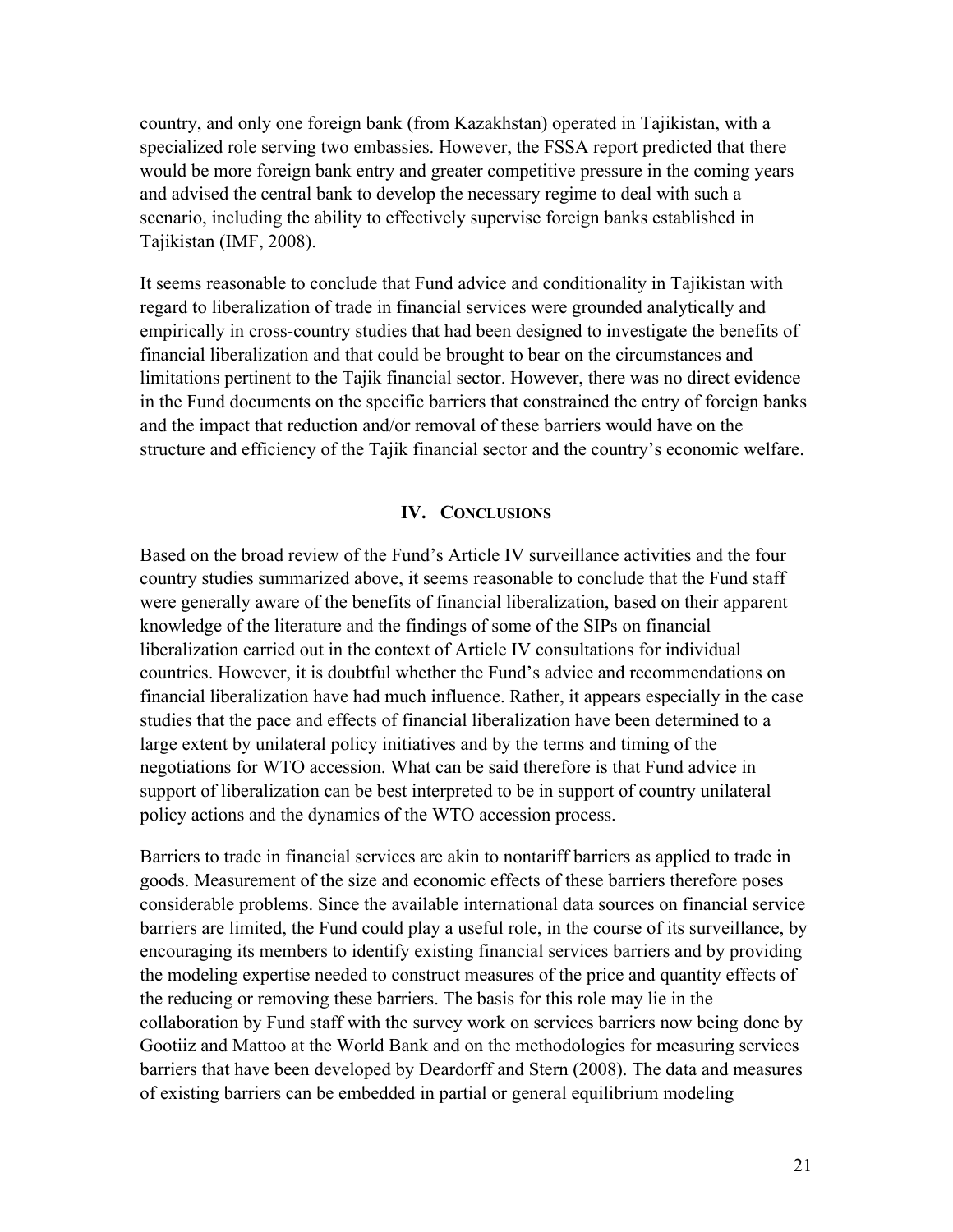country, and only one foreign bank (from Kazakhstan) operated in Tajikistan, with a specialized role serving two embassies. However, the FSSA report predicted that there would be more foreign bank entry and greater competitive pressure in the coming years and advised the central bank to develop the necessary regime to deal with such a scenario, including the ability to effectively supervise foreign banks established in Tajikistan (IMF, 2008).

It seems reasonable to conclude that Fund advice and conditionality in Tajikistan with regard to liberalization of trade in financial services were grounded analytically and empirically in cross-country studies that had been designed to investigate the benefits of financial liberalization and that could be brought to bear on the circumstances and limitations pertinent to the Tajik financial sector. However, there was no direct evidence in the Fund documents on the specific barriers that constrained the entry of foreign banks and the impact that reduction and/or removal of these barriers would have on the structure and efficiency of the Tajik financial sector and the country's economic welfare.

## IV. Conclusions

Based on the broad review of the Fund's Article IV surveillance activities and the four country studies summarized above, it seems reasonable to conclude that the Fund staff were generally aware of the benefits of financial liberalization, based on their apparent knowledge of the literature and the findings of some of the SIPs on financial liberalization carried out in the context of Article IV consultations for individual countries. However, it is doubtful whether the Fund's advice and recommendations on financial liberalization have had much influence. Rather, it appears especially in the case studies that the pace and effects of financial liberalization have been determined to a large extent by unilateral policy initiatives and by the terms and timing of the negotiations for WTO accession. What can be said therefore is that Fund advice in support of liberalization can be best interpreted to be in support of country unilateral policy actions and the dynamics of the WTO accession process.

Barriers to trade in financial services are akin to nontariff barriers as applied to trade in goods. Measurement of the size and economic effects of these barriers therefore poses considerable problems. Since the available international data sources on financial service barriers are limited, the Fund could play a useful role, in the course of its surveillance, by encouraging its members to identify existing financial services barriers and by providing the modeling expertise needed to construct measures of the price and quantity effects of the reducing or removing these barriers. The basis for this role may lie in the collaboration by Fund staff with the survey work on services barriers now being done by Gootiiz and Mattoo at the World Bank and on the methodologies for measuring services barriers that have been developed by Deardorff and Stern (2008). The data and measures of existing barriers can be embedded in partial or general equilibrium modeling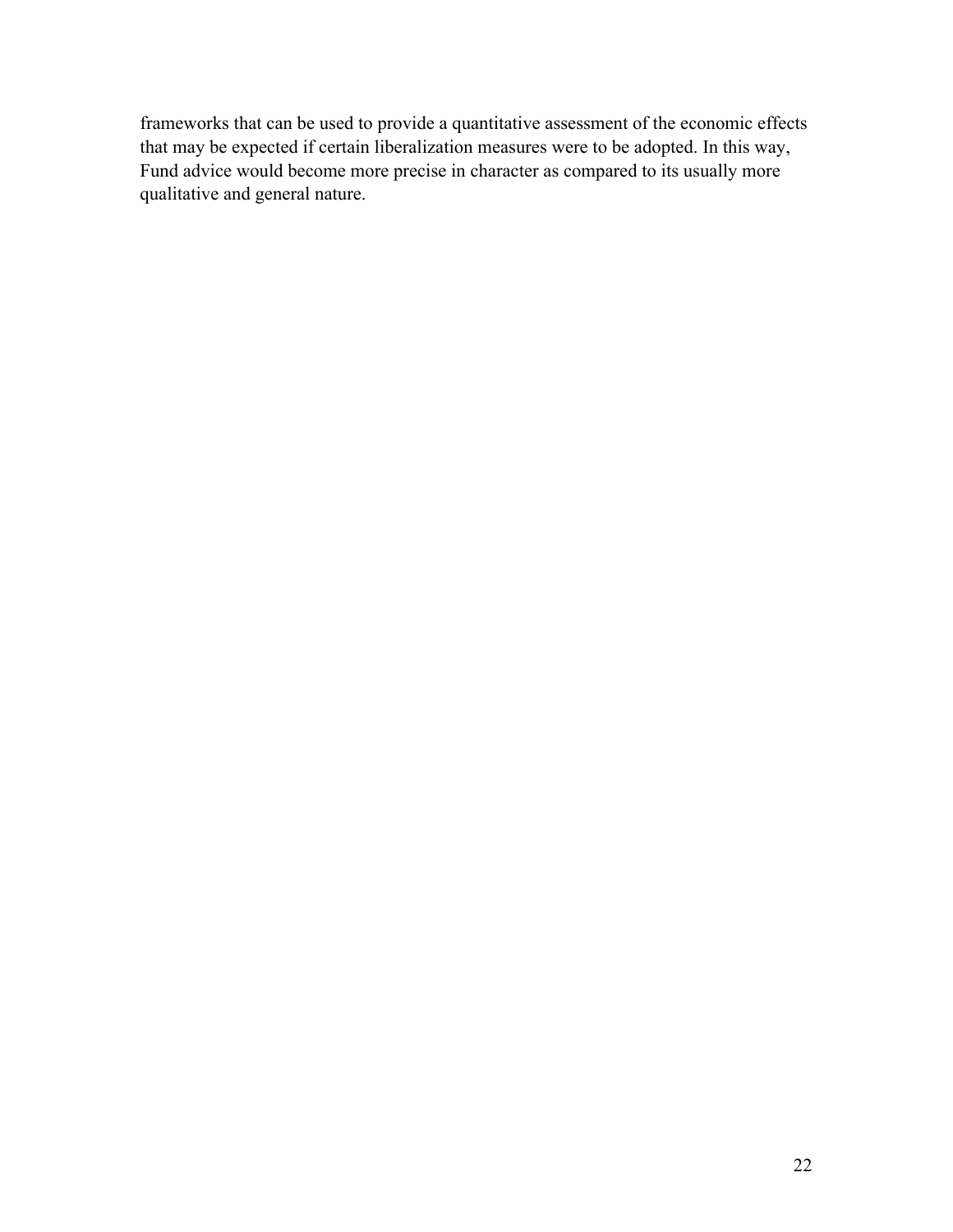frameworks that can be used to provide a quantitative assessment of the economic effects that may be expected if certain liberalization measures were to be adopted. In this way, Fund advice would become more precise in character as compared to its usually more qualitative and general nature.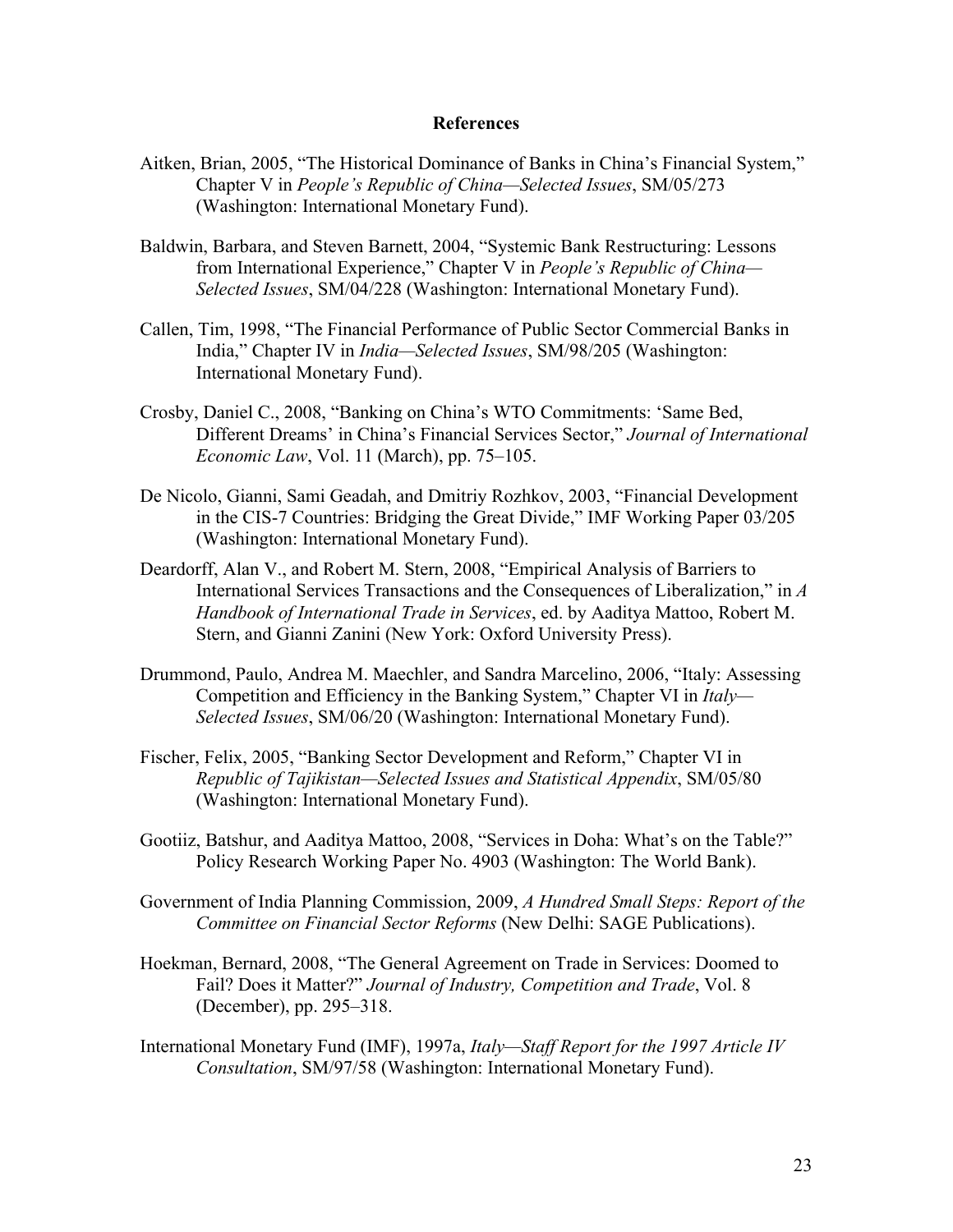## References

Aitken, Brian, 2005, "The Historical Dominance of Banks in China's Financial System," Chapter V in *People's Republic of China—Selected Issues*, SM/05/273 (Washington: International Monetary Fund).

Baldwin, Barbara, and Steven Barnett, 2004, "Systemic Bank Restructuring: Lessons from International Experience," Chapter V in *People's Republic of China—Selected Issues*, SM/04/228 (Washington: International Monetary Fund).

Callen, Tim, 1998, "The Financial Performance of Public Sector Commercial Banks in India," Chapter IV in *India—Selected Issues*, SM/98/205 (Washington: International Monetary Fund).

Crosby, Daniel C., 2008, "Banking on China's WTO Commitments: 'Same Bed, Different Dreams' in China's Financial Services Sector," *Journal of International Economic Law*, Vol. 11 (March), pp. 75–105.

De Nicolo, Gianni, Sami Geadah, and Dmitriy Rozhkov, 2003, "Financial Development in the CIS-7 Countries: Bridging the Great Divide," IMF Working Paper 03/205 (Washington: International Monetary Fund).

Deardorff, Alan V., and Robert M. Stern, 2008, "Empirical Analysis of Barriers to International Services Transactions and the Consequences of Liberalization," in *A Handbook of International Trade in Services*, ed. by Aaditya Mattoo, Robert M. Stern, and Gianni Zanini (New York: Oxford University Press).

Drummond, Paulo, Andrea M. Maechler, and Sandra Marcelino, 2006, "Italy: Assessing Competition and Efficiency in the Banking System," Chapter VI in *Italy—Selected Issues*, SM/06/20 (Washington: International Monetary Fund).

Fischer, Felix, 2005, "Banking Sector Development and Reform," Chapter VI in *Republic of Tajikistan—Selected Issues and Statistical Appendix*, SM/05/80 (Washington: International Monetary Fund).

Gootiiz, Batshur, and Aaditya Mattoo, 2008, "Services in Doha: What's on the Table?" Policy Research Working Paper No. 4903 (Washington: The World Bank).

Government of India Planning Commission, 2009, *A Hundred Small Steps: Report of the Committee on Financial Sector Reforms* (New Delhi: SAGE Publications).

Hoekman, Bernard, 2008, "The General Agreement on Trade in Services: Doomed to Fail? Does it Matter?" *Journal of Industry, Competition and Trade*, Vol. 8 (December), pp. 295–318.

International Monetary Fund (IMF), 1997a, *Italy—Staff Report for the 1997 Article IV Consultation*, SM/97/58 (Washington: International Monetary Fund).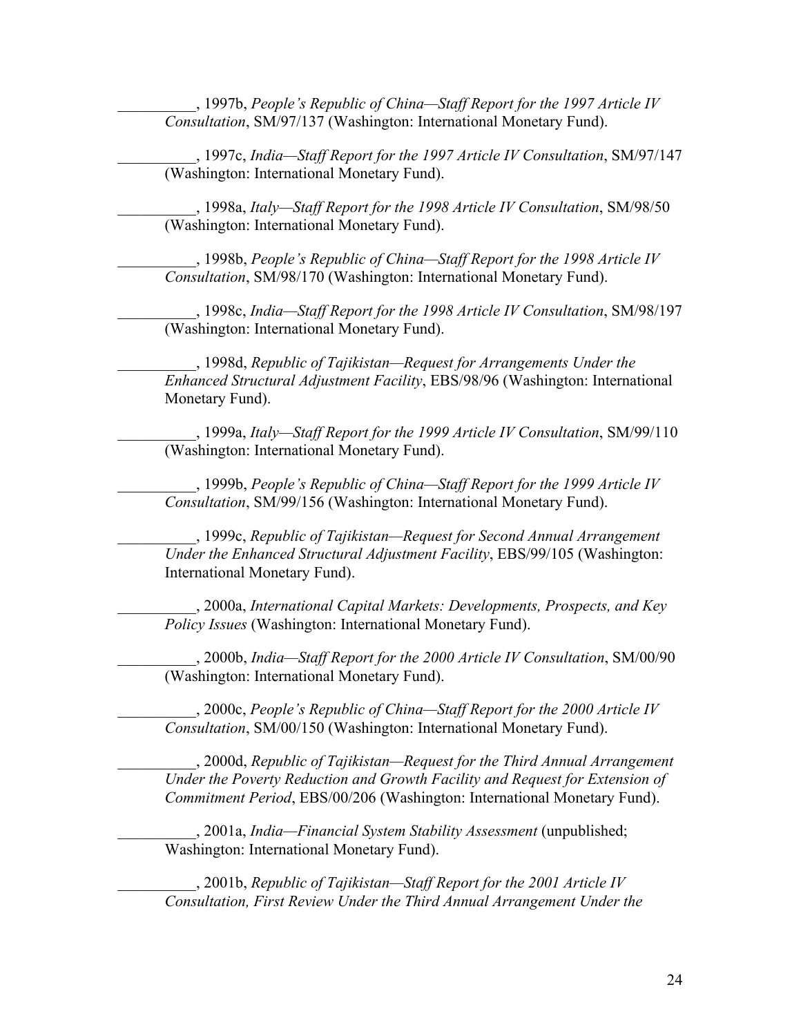__________, 1997b, *People's Republic of China—Staff Report for the 1997 Article IV Consultation*, SM/97/137 (Washington: International Monetary Fund).

__________, 1997c, *India—Staff Report for the 1997 Article IV Consultation*, SM/97/147 (Washington: International Monetary Fund).

__________, 1998a, *Italy—Staff Report for the 1998 Article IV Consultation*, SM/98/50 (Washington: International Monetary Fund).

__________, 1998b, *People's Republic of China—Staff Report for the 1998 Article IV Consultation*, SM/98/170 (Washington: International Monetary Fund).

__________, 1998c, *India—Staff Report for the 1998 Article IV Consultation*, SM/98/197 (Washington: International Monetary Fund).

__________, 1998d, *Republic of Tajikistan—Request for Arrangements Under the Enhanced Structural Adjustment Facility*, EBS/98/96 (Washington: International Monetary Fund).

__________, 1999a, *Italy—Staff Report for the 1999 Article IV Consultation*, SM/99/110 (Washington: International Monetary Fund).

__________, 1999b, *People's Republic of China—Staff Report for the 1999 Article IV Consultation*, SM/99/156 (Washington: International Monetary Fund).

__________, 1999c, *Republic of Tajikistan—Request for Second Annual Arrangement Under the Enhanced Structural Adjustment Facility*, EBS/99/105 (Washington: International Monetary Fund).

__________, 2000a, *International Capital Markets: Developments, Prospects, and Key Policy Issues* (Washington: International Monetary Fund).

__________, 2000b, *India—Staff Report for the 2000 Article IV Consultation*, SM/00/90 (Washington: International Monetary Fund).

__________, 2000c, *People's Republic of China—Staff Report for the 2000 Article IV Consultation*, SM/00/150 (Washington: International Monetary Fund).

__________, 2000d, *Republic of Tajikistan—Request for the Third Annual Arrangement Under the Poverty Reduction and Growth Facility and Request for Extension of Commitment Period*, EBS/00/206 (Washington: International Monetary Fund).

__________, 2001a, *India—Financial System Stability Assessment* (unpublished; Washington: International Monetary Fund).

__________, 2001b, *Republic of Tajikistan—Staff Report for the 2001 Article IV Consultation, First Review Under the Third Annual Arrangement Under the*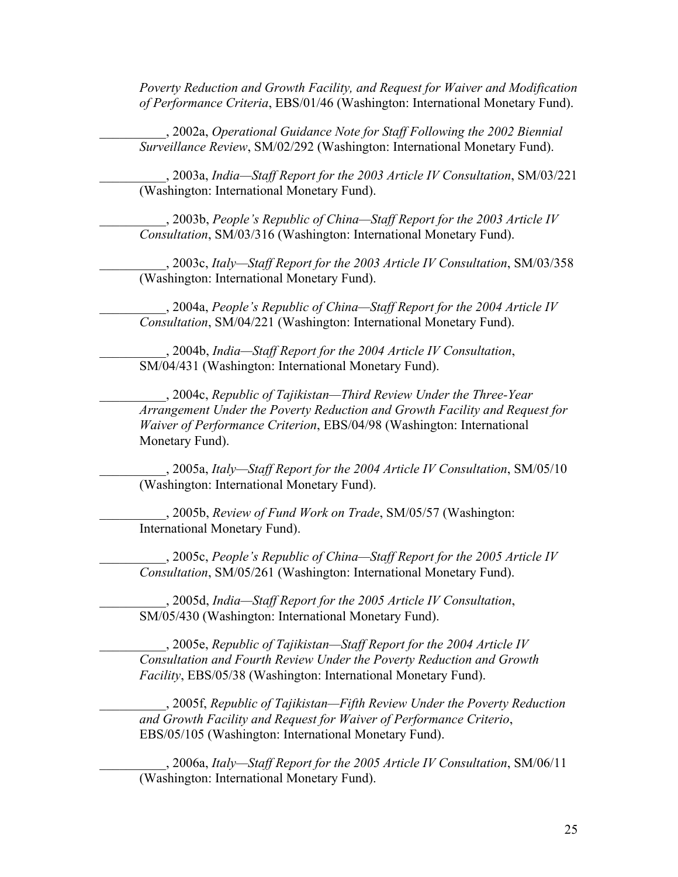*Poverty Reduction and Growth Facility, and Request for Waiver and Modification of Performance Criteria*, EBS/01/46 (Washington: International Monetary Fund).

__________, 2002a, *Operational Guidance Note for Staff Following the 2002 Biennial Surveillance Review*, SM/02/292 (Washington: International Monetary Fund).

__________, 2003a, *India—Staff Report for the 2003 Article IV Consultation*, SM/03/221 (Washington: International Monetary Fund).

__________, 2003b, *People's Republic of China—Staff Report for the 2003 Article IV Consultation*, SM/03/316 (Washington: International Monetary Fund).

__________, 2003c, *Italy—Staff Report for the 2003 Article IV Consultation*, SM/03/358 (Washington: International Monetary Fund).

__________, 2004a, *People's Republic of China—Staff Report for the 2004 Article IV Consultation*, SM/04/221 (Washington: International Monetary Fund).

__________, 2004b, *India—Staff Report for the 2004 Article IV Consultation*, SM/04/431 (Washington: International Monetary Fund).

__________, 2004c, *Republic of Tajikistan—Third Review Under the Three-Year Arrangement Under the Poverty Reduction and Growth Facility and Request for Waiver of Performance Criterion*, EBS/04/98 (Washington: International Monetary Fund).

__________, 2005a, *Italy—Staff Report for the 2004 Article IV Consultation*, SM/05/10 (Washington: International Monetary Fund).

__________, 2005b, *Review of Fund Work on Trade*, SM/05/57 (Washington: International Monetary Fund).

__________, 2005c, *People's Republic of China—Staff Report for the 2005 Article IV Consultation*, SM/05/261 (Washington: International Monetary Fund).

__________, 2005d, *India—Staff Report for the 2005 Article IV Consultation*, SM/05/430 (Washington: International Monetary Fund).

__________, 2005e, *Republic of Tajikistan—Staff Report for the 2004 Article IV Consultation and Fourth Review Under the Poverty Reduction and Growth Facility*, EBS/05/38 (Washington: International Monetary Fund).

__________, 2005f, *Republic of Tajikistan—Fifth Review Under the Poverty Reduction and Growth Facility and Request for Waiver of Performance Criterio*, EBS/05/105 (Washington: International Monetary Fund).

__________, 2006a, *Italy—Staff Report for the 2005 Article IV Consultation*, SM/06/11 (Washington: International Monetary Fund).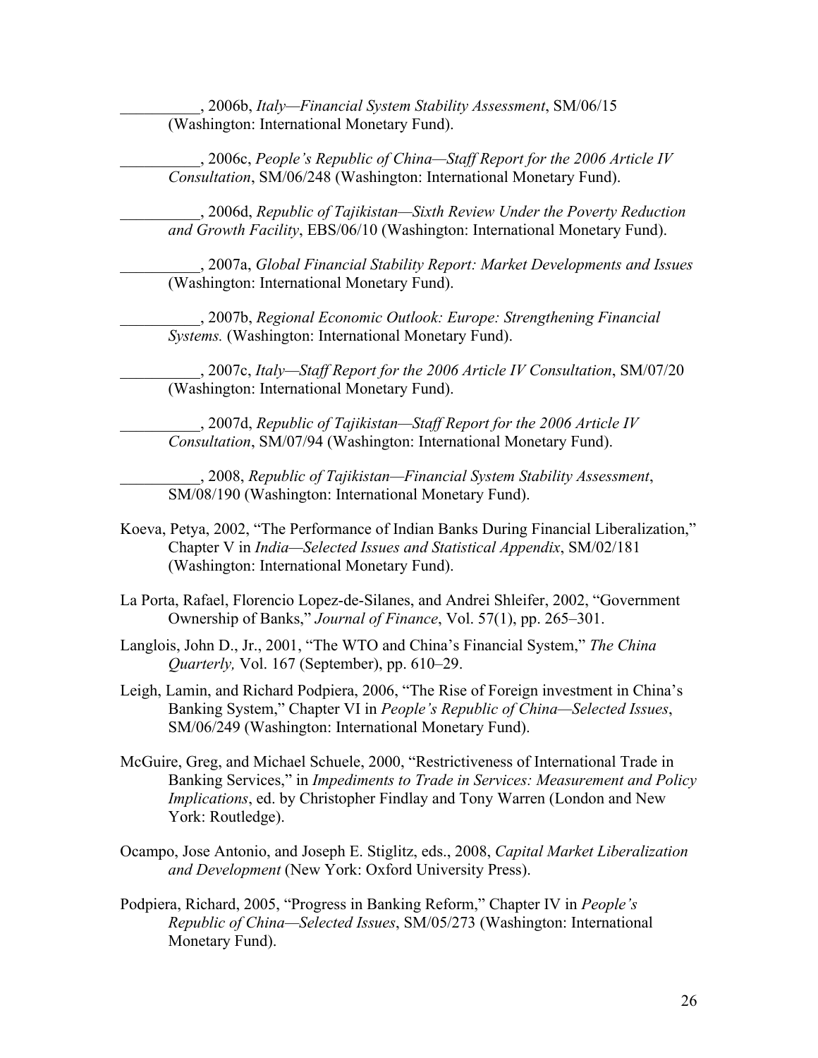__________, 2006b, *Italy—Financial System Stability Assessment*, SM/06/15 (Washington: International Monetary Fund).

__________, 2006c, *People's Republic of China—Staff Report for the 2006 Article IV Consultation*, SM/06/248 (Washington: International Monetary Fund).

__________, 2006d, *Republic of Tajikistan—Sixth Review Under the Poverty Reduction and Growth Facility*, EBS/06/10 (Washington: International Monetary Fund).

__________, 2007a, *Global Financial Stability Report: Market Developments and Issues* (Washington: International Monetary Fund).

__________, 2007b, *Regional Economic Outlook: Europe: Strengthening Financial Systems.* (Washington: International Monetary Fund).

__________, 2007c, *Italy—Staff Report for the 2006 Article IV Consultation*, SM/07/20 (Washington: International Monetary Fund).

__________, 2007d, *Republic of Tajikistan—Staff Report for the 2006 Article IV Consultation*, SM/07/94 (Washington: International Monetary Fund).

__________, 2008, *Republic of Tajikistan—Financial System Stability Assessment*, SM/08/190 (Washington: International Monetary Fund).

Koeva, Petya, 2002, "The Performance of Indian Banks During Financial Liberalization," Chapter V in *India—Selected Issues and Statistical Appendix*, SM/02/181 (Washington: International Monetary Fund).

La Porta, Rafael, Florencio Lopez-de-Silanes, and Andrei Shleifer, 2002, "Government Ownership of Banks," *Journal of Finance*, Vol. 57(1), pp. 265–301.

Langlois, John D., Jr., 2001, "The WTO and China's Financial System," *The China Quarterly,* Vol. 167 (September), pp. 610–29.

Leigh, Lamin, and Richard Podpiera, 2006, "The Rise of Foreign investment in China's Banking System," Chapter VI in *People's Republic of China—Selected Issues*, SM/06/249 (Washington: International Monetary Fund).

McGuire, Greg, and Michael Schuele, 2000, "Restrictiveness of International Trade in Banking Services," in *Impediments to Trade in Services: Measurement and Policy Implications*, ed. by Christopher Findlay and Tony Warren (London and New York: Routledge).

Ocampo, Jose Antonio, and Joseph E. Stiglitz, eds., 2008, *Capital Market Liberalization and Development* (New York: Oxford University Press).

Podpiera, Richard, 2005, "Progress in Banking Reform," Chapter IV in *People's Republic of China—Selected Issues*, SM/05/273 (Washington: International Monetary Fund).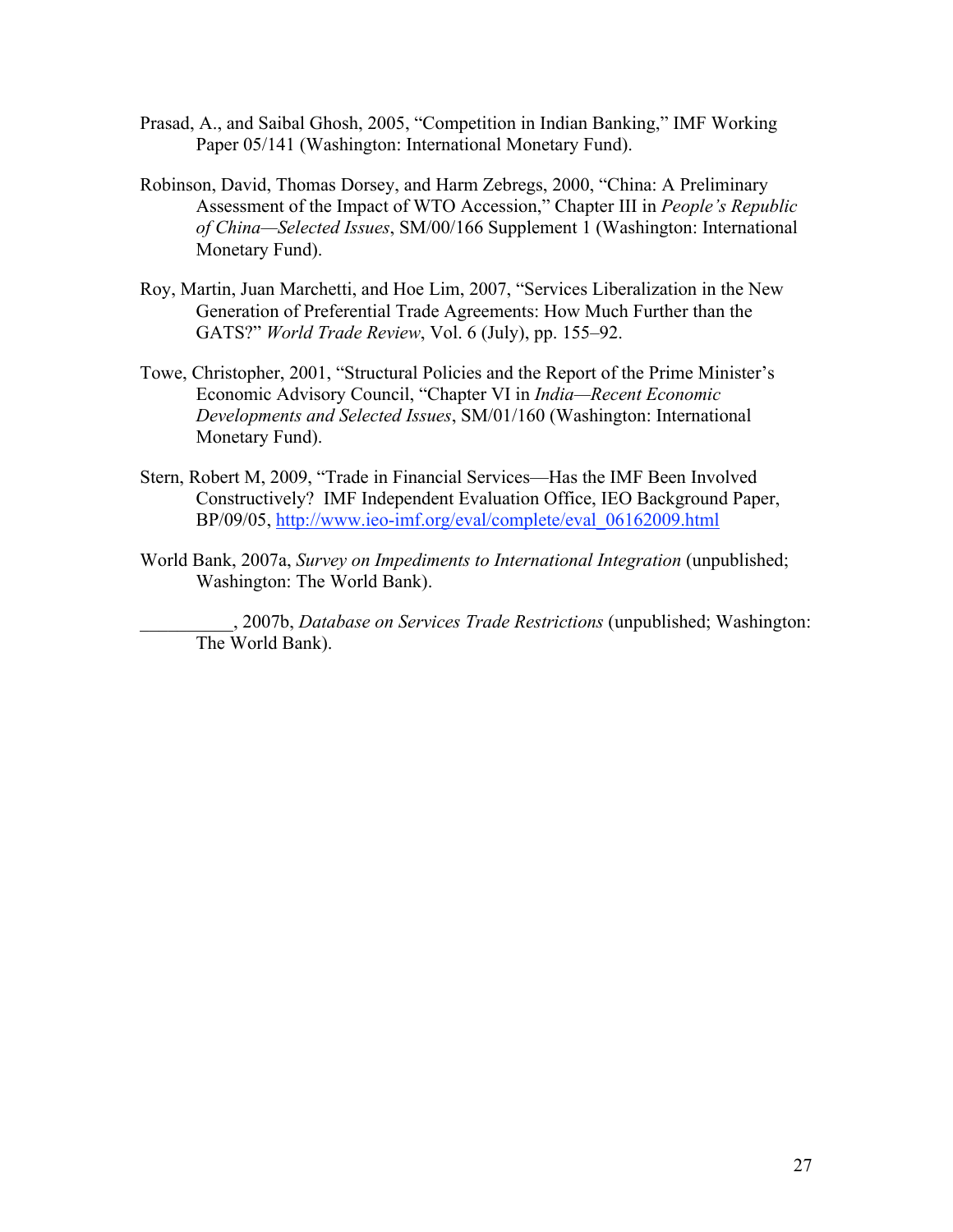Prasad, A., and Saibal Ghosh, 2005, "Competition in Indian Banking," IMF Working Paper 05/141 (Washington: International Monetary Fund).

Robinson, David, Thomas Dorsey, and Harm Zebregs, 2000, "China: A Preliminary Assessment of the Impact of WTO Accession," Chapter III in *People's Republic of China—Selected Issues*, SM/00/166 Supplement 1 (Washington: International Monetary Fund).

Roy, Martin, Juan Marchetti, and Hoe Lim, 2007, "Services Liberalization in the New Generation of Preferential Trade Agreements: How Much Further than the GATS?" *World Trade Review*, Vol. 6 (July), pp. 155–92.

Towe, Christopher, 2001, "Structural Policies and the Report of the Prime Minister's Economic Advisory Council, "Chapter VI in *India—Recent Economic Developments and Selected Issues*, SM/01/160 (Washington: International Monetary Fund).

Stern, Robert M, 2009, "Trade in Financial Services—Has the IMF Been Involved Constructively? IMF Independent Evaluation Office, IEO Background Paper, BP/09/05, http://www.ieo-imf.org/eval/complete/eval_06162009.html

World Bank, 2007a, *Survey on Impediments to International Integration* (unpublished; Washington: The World Bank).

__________, 2007b, *Database on Services Trade Restrictions* (unpublished; Washington: The World Bank).